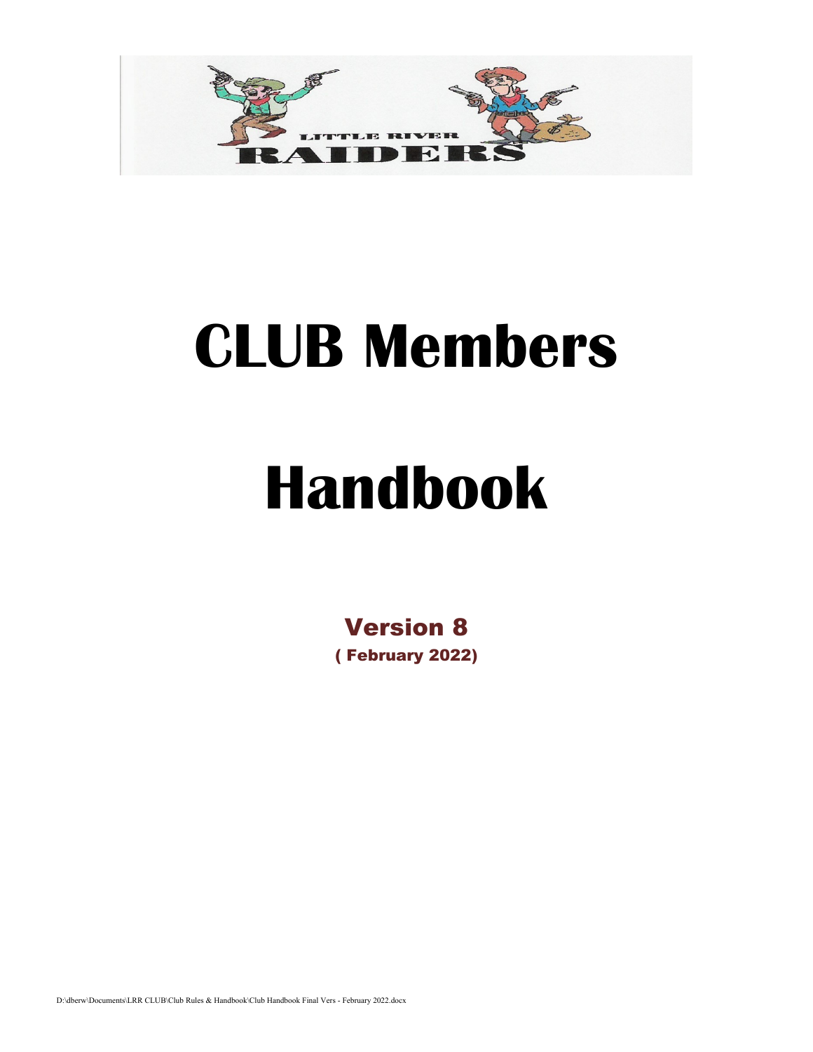# CLUB Members

# Handbook

**Version 8**

**( February 2022)**

D:\dberw\Documents\LRR CLUB\Club Rules & Handbook\Club Handbook Final Vers - February 2022.docx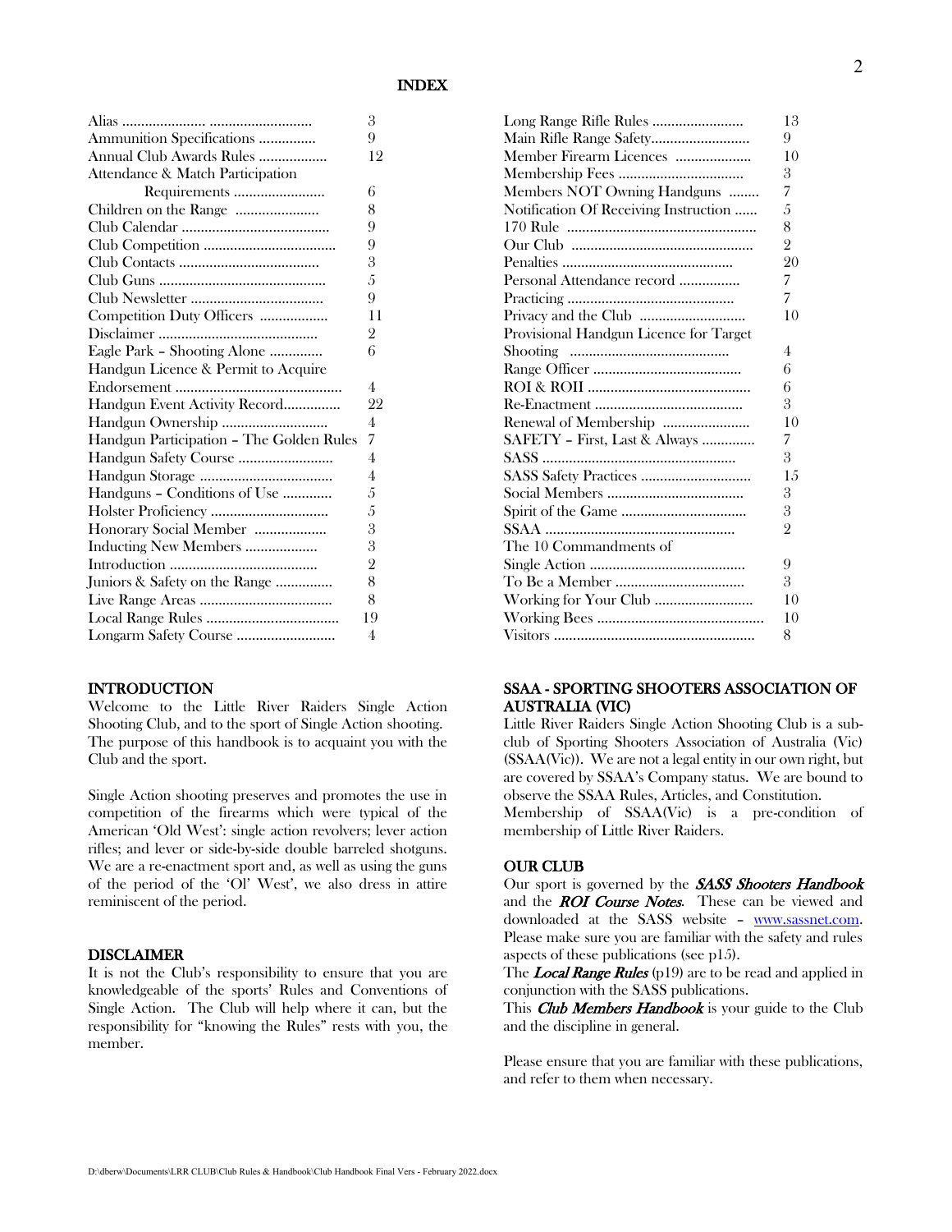# INDEX

| Topic | Page |
|---|---|
| Alias | 3 |
| Ammunition Specifications | 9 |
| Annual Club Awards Rules | 12 |
| Attendance & Match Participation Requirements | 6 |
| Children on the Range | 8 |
| Club Calendar | 9 |
| Club Competition | 9 |
| Club Contacts | 3 |
| Club Guns | 5 |
| Club Newsletter | 9 |
| Competition Duty Officers | 11 |
| Disclaimer | 2 |
| Eagle Park – Shooting Alone | 6 |
| Handgun Licence & Permit to Acquire Endorsement | 4 |
| Handgun Event Activity Record | 22 |
| Handgun Ownership | 4 |
| Handgun Participation – The Golden Rules | 7 |
| Handgun Safety Course | 4 |
| Handgun Storage | 4 |
| Handguns – Conditions of Use | 5 |
| Holster Proficiency | 5 |
| Honorary Social Member | 3 |
| Inducting New Members | 3 |
| Introduction | 2 |
| Juniors & Safety on the Range | 8 |
| Live Range Areas | 8 |
| Local Range Rules | 19 |
| Longarm Safety Course | 4 |
| Long Range Rifle Rules | 13 |
| Main Rifle Range Safety | 9 |
| Member Firearm Licences | 10 |
| Membership Fees | 3 |
| Members NOT Owning Handguns | 7 |
| Notification Of Receiving Instruction | 5 |
| 170 Rule | 8 |
| Our Club | 2 |
| Penalties | 20 |
| Personal Attendance record | 7 |
| Practicing | 7 |
| Privacy and the Club | 10 |
| Provisional Handgun Licence for Target Shooting | 4 |
| Range Officer | 6 |
| ROI & ROII | 6 |
| Re-Enactment | 3 |
| Renewal of Membership | 10 |
| SAFETY – First, Last & Always | 7 |
| SASS | 3 |
| SASS Safety Practices | 15 |
| Social Members | 3 |
| Spirit of the Game | 3 |
| SSAA | 2 |
| The 10 Commandments of Single Action | 9 |
| To Be a Member | 3 |
| Working for Your Club | 10 |
| Working Bees | 10 |
| Visitors | 8 |

## INTRODUCTION

Welcome to the Little River Raiders Single Action Shooting Club, and to the sport of Single Action shooting. The purpose of this handbook is to acquaint you with the Club and the sport.

Single Action shooting preserves and promotes the use in competition of the firearms which were typical of the American 'Old West': single action revolvers; lever action rifles; and lever or side-by-side double barreled shotguns. We are a re-enactment sport and, as well as using the guns of the period of the 'Ol' West', we also dress in attire reminiscent of the period.

## DISCLAIMER

It is not the Club's responsibility to ensure that you are knowledgeable of the sports' Rules and Conventions of Single Action. The Club will help where it can, but the responsibility for "knowing the Rules" rests with you, the member.

## SSAA - SPORTING SHOOTERS ASSOCIATION OF AUSTRALIA (VIC)

Little River Raiders Single Action Shooting Club is a sub-club of Sporting Shooters Association of Australia (Vic) (SSAA(Vic)). We are not a legal entity in our own right, but are covered by SSAA's Company status. We are bound to observe the SSAA Rules, Articles, and Constitution.

Membership of SSAA(Vic) is a pre-condition of membership of Little River Raiders.

## OUR CLUB

Our sport is governed by the ***SASS Shooters Handbook*** and the ***ROI Course Notes***. These can be viewed and downloaded at the SASS website – www.sassnet.com. Please make sure you are familiar with the safety and rules aspects of these publications (see p15).

The ***Local Range Rules*** (p19) are to be read and applied in conjunction with the SASS publications.

This ***Club Members Handbook*** is your guide to the Club and the discipline in general.

Please ensure that you are familiar with these publications, and refer to them when necessary.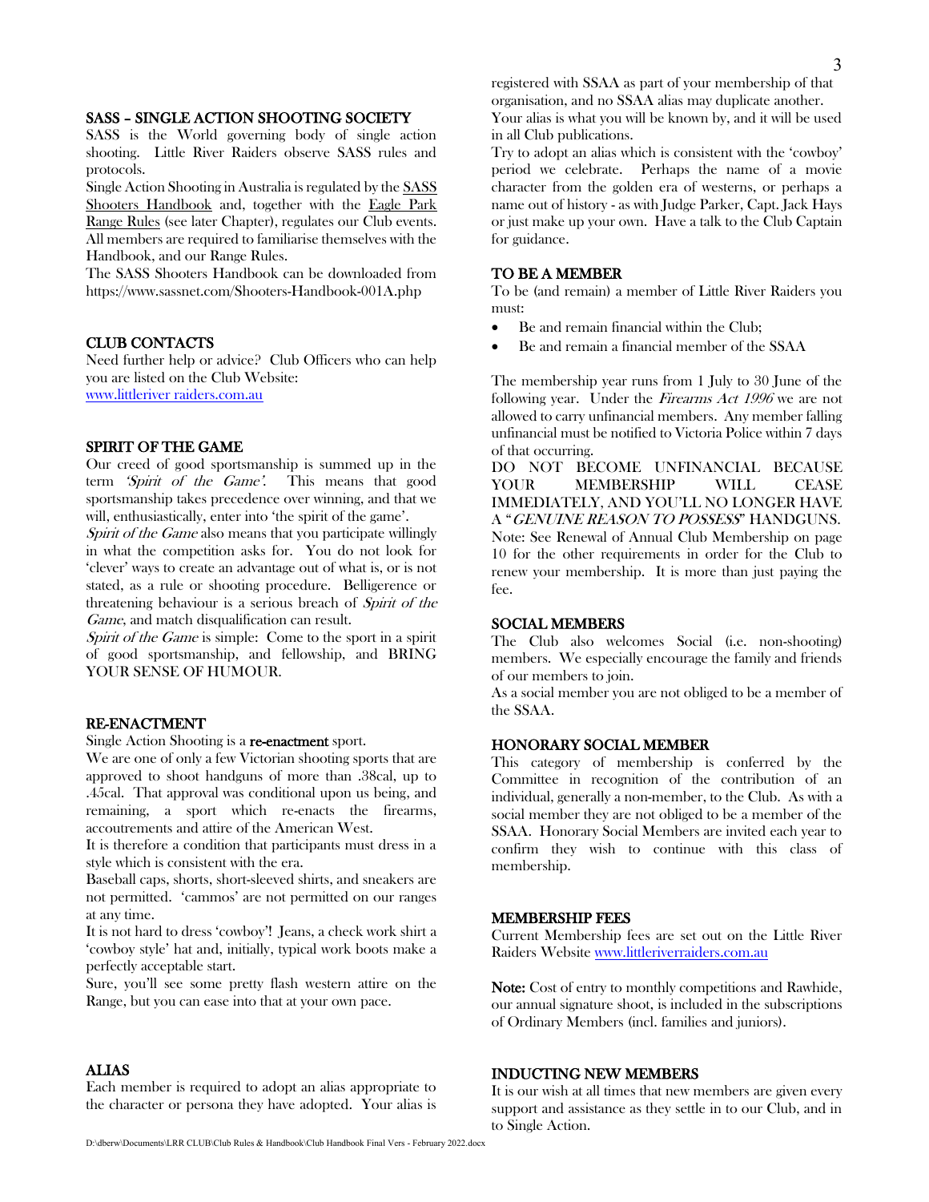## SASS – SINGLE ACTION SHOOTING SOCIETY

SASS is the World governing body of single action shooting. Little River Raiders observe SASS rules and protocols.

Single Action Shooting in Australia is regulated by the SASS Shooters Handbook and, together with the Eagle Park Range Rules (see later Chapter), regulates our Club events. All members are required to familiarise themselves with the Handbook, and our Range Rules.

The SASS Shooters Handbook can be downloaded from https://www.sassnet.com/Shooters-Handbook-001A.php

## CLUB CONTACTS

Need further help or advice? Club Officers who can help you are listed on the Club Website: [www.littleriver raiders.com.au](www.littleriverraiders.com.au)

## SPIRIT OF THE GAME

Our creed of good sportsmanship is summed up in the term *'Spirit of the Game'*. This means that good sportsmanship takes precedence over winning, and that we will, enthusiastically, enter into 'the spirit of the game'.

*Spirit of the Game* also means that you participate willingly in what the competition asks for. You do not look for 'clever' ways to create an advantage out of what is, or is not stated, as a rule or shooting procedure. Belligerence or threatening behaviour is a serious breach of *Spirit of the Game*, and match disqualification can result.

*Spirit of the Game* is simple: Come to the sport in a spirit of good sportsmanship, and fellowship, and BRING YOUR SENSE OF HUMOUR.

## RE-ENACTMENT

Single Action Shooting is a **re-enactment** sport.

We are one of only a few Victorian shooting sports that are approved to shoot handguns of more than .38cal, up to .45cal. That approval was conditional upon us being, and remaining, a sport which re-enacts the firearms, accoutrements and attire of the American West.

It is therefore a condition that participants must dress in a style which is consistent with the era.

Baseball caps, shorts, short-sleeved shirts, and sneakers are not permitted. 'cammos' are not permitted on our ranges at any time.

It is not hard to dress 'cowboy'! Jeans, a check work shirt a 'cowboy style' hat and, initially, typical work boots make a perfectly acceptable start.

Sure, you'll see some pretty flash western attire on the Range, but you can ease into that at your own pace.

## ALIAS

Each member is required to adopt an alias appropriate to the character or persona they have adopted. Your alias is registered with SSAA as part of your membership of that organisation, and no SSAA alias may duplicate another.

Your alias is what you will be known by, and it will be used in all Club publications.

Try to adopt an alias which is consistent with the 'cowboy' period we celebrate. Perhaps the name of a movie character from the golden era of westerns, or perhaps a name out of history - as with Judge Parker, Capt. Jack Hays or just make up your own. Have a talk to the Club Captain for guidance.

## TO BE A MEMBER

To be (and remain) a member of Little River Raiders you must:

- Be and remain financial within the Club;
- Be and remain a financial member of the SSAA

The membership year runs from 1 July to 30 June of the following year. Under the *Firearms Act 1996* we are not allowed to carry unfinancial members. Any member falling unfinancial must be notified to Victoria Police within 7 days of that occurring.

DO NOT BECOME UNFINANCIAL BECAUSE YOUR MEMBERSHIP WILL CEASE IMMEDIATELY, AND YOU'LL NO LONGER HAVE A "*GENUINE REASON TO POSSESS*" HANDGUNS.

Note: See Renewal of Annual Club Membership on page 10 for the other requirements in order for the Club to renew your membership. It is more than just paying the fee.

## SOCIAL MEMBERS

The Club also welcomes Social (i.e. non-shooting) members. We especially encourage the family and friends of our members to join.

As a social member you are not obliged to be a member of the SSAA.

## HONORARY SOCIAL MEMBER

This category of membership is conferred by the Committee in recognition of the contribution of an individual, generally a non-member, to the Club. As with a social member they are not obliged to be a member of the SSAA. Honorary Social Members are invited each year to confirm they wish to continue with this class of membership.

## MEMBERSHIP FEES

Current Membership fees are set out on the Little River Raiders Website [www.littleriverraiders.com.au](www.littleriverraiders.com.au)

**Note:** Cost of entry to monthly competitions and Rawhide, our annual signature shoot, is included in the subscriptions of Ordinary Members (incl. families and juniors).

## INDUCTING NEW MEMBERS

It is our wish at all times that new members are given every support and assistance as they settle in to our Club, and in to Single Action.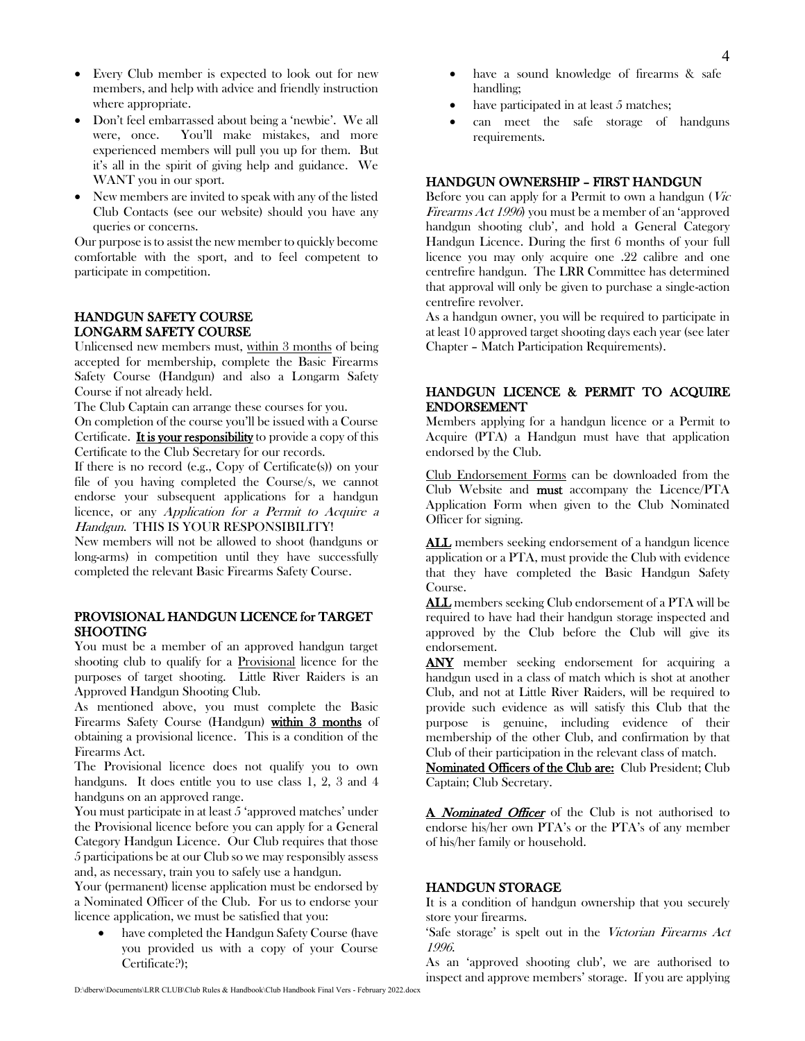- Every Club member is expected to look out for new members, and help with advice and friendly instruction where appropriate.
- Don't feel embarrassed about being a 'newbie'. We all were, once. You'll make mistakes, and more experienced members will pull you up for them. But it's all in the spirit of giving help and guidance. We WANT you in our sport.
- New members are invited to speak with any of the listed Club Contacts (see our website) should you have any queries or concerns.

Our purpose is to assist the new member to quickly become comfortable with the sport, and to feel competent to participate in competition.

## HANDGUN SAFETY COURSE
## LONGARM SAFETY COURSE

Unlicensed new members must, within 3 months of being accepted for membership, complete the Basic Firearms Safety Course (Handgun) and also a Longarm Safety Course if not already held.

The Club Captain can arrange these courses for you.

On completion of the course you'll be issued with a Course Certificate. **It is your responsibility** to provide a copy of this Certificate to the Club Secretary for our records.

If there is no record (e.g., Copy of Certificate(s)) on your file of you having completed the Course/s, we cannot endorse your subsequent applications for a handgun licence, or any *Application for a Permit to Acquire a Handgun*. THIS IS YOUR RESPONSIBILITY!

New members will not be allowed to shoot (handguns or long-arms) in competition until they have successfully completed the relevant Basic Firearms Safety Course.

## PROVISIONAL HANDGUN LICENCE for TARGET SHOOTING

You must be a member of an approved handgun target shooting club to qualify for a Provisional licence for the purposes of target shooting. Little River Raiders is an Approved Handgun Shooting Club.

As mentioned above, you must complete the Basic Firearms Safety Course (Handgun) **within 3 months** of obtaining a provisional licence. This is a condition of the Firearms Act.

The Provisional licence does not qualify you to own handguns. It does entitle you to use class 1, 2, 3 and 4 handguns on an approved range.

You must participate in at least 5 'approved matches' under the Provisional licence before you can apply for a General Category Handgun Licence. Our Club requires that those 5 participations be at our Club so we may responsibly assess and, as necessary, train you to safely use a handgun.

Your (permanent) license application must be endorsed by a Nominated Officer of the Club. For us to endorse your licence application, we must be satisfied that you:

- have completed the Handgun Safety Course (have you provided us with a copy of your Course Certificate?);
- have a sound knowledge of firearms & safe handling;
- have participated in at least 5 matches;
- can meet the safe storage of handguns requirements.

## HANDGUN OWNERSHIP – FIRST HANDGUN

Before you can apply for a Permit to own a handgun (*Vic Firearms Act 1996*) you must be a member of an 'approved handgun shooting club', and hold a General Category Handgun Licence. During the first 6 months of your full licence you may only acquire one .22 calibre and one centrefire handgun. The LRR Committee has determined that approval will only be given to purchase a single-action centrefire revolver.

As a handgun owner, you will be required to participate in at least 10 approved target shooting days each year (see later Chapter – Match Participation Requirements).

## HANDGUN LICENCE & PERMIT TO ACQUIRE ENDORSEMENT

Members applying for a handgun licence or a Permit to Acquire (PTA) a Handgun must have that application endorsed by the Club.

Club Endorsement Forms can be downloaded from the Club Website and **must** accompany the Licence/PTA Application Form when given to the Club Nominated Officer for signing.

**ALL** members seeking endorsement of a handgun licence application or a PTA, must provide the Club with evidence that they have completed the Basic Handgun Safety Course.

**ALL** members seeking Club endorsement of a PTA will be required to have had their handgun storage inspected and approved by the Club before the Club will give its endorsement.

**ANY** member seeking endorsement for acquiring a handgun used in a class of match which is shot at another Club, and not at Little River Raiders, will be required to provide such evidence as will satisfy this Club that the purpose is genuine, including evidence of their membership of the other Club, and confirmation by that Club of their participation in the relevant class of match.

**Nominated Officers of the Club are:** Club President; Club Captain; Club Secretary.

**A *Nominated Officer*** of the Club is not authorised to endorse his/her own PTA's or the PTA's of any member of his/her family or household.

## HANDGUN STORAGE

It is a condition of handgun ownership that you securely store your firearms.

'Safe storage' is spelt out in the *Victorian Firearms Act 1996*.

As an 'approved shooting club', we are authorised to inspect and approve members' storage. If you are applying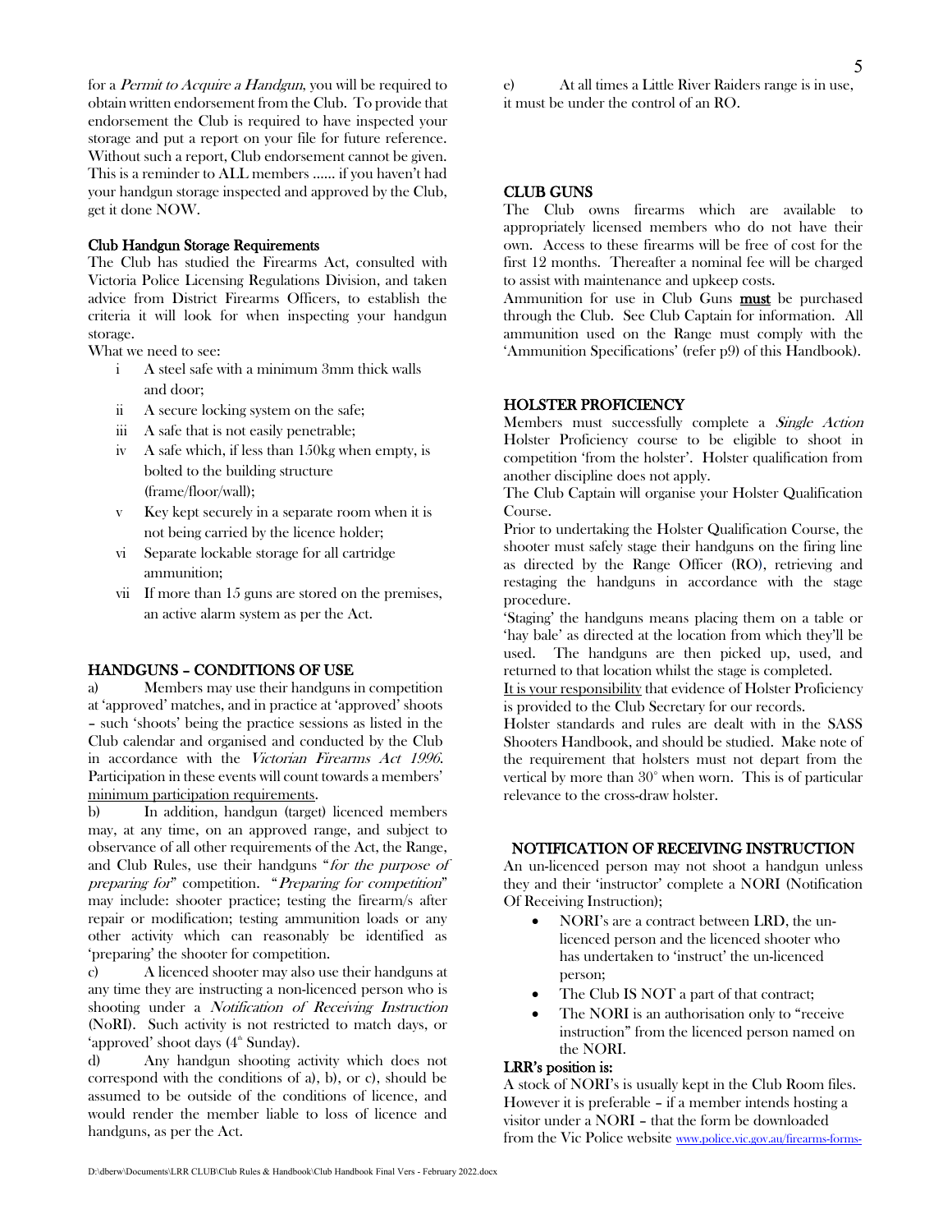for a *Permit to Acquire a Handgun*, you will be required to obtain written endorsement from the Club. To provide that endorsement the Club is required to have inspected your storage and put a report on your file for future reference. Without such a report, Club endorsement cannot be given. This is a reminder to ALL members ...... if you haven't had your handgun storage inspected and approved by the Club, get it done NOW.

### Club Handgun Storage Requirements

The Club has studied the Firearms Act, consulted with Victoria Police Licensing Regulations Division, and taken advice from District Firearms Officers, to establish the criteria it will look for when inspecting your handgun storage.

What we need to see:

- i A steel safe with a minimum 3mm thick walls and door;
- ii A secure locking system on the safe;
- iii A safe that is not easily penetrable;
- iv A safe which, if less than 150kg when empty, is bolted to the building structure (frame/floor/wall);
- v Key kept securely in a separate room when it is not being carried by the licence holder;
- vi Separate lockable storage for all cartridge ammunition;
- vii If more than 15 guns are stored on the premises, an active alarm system as per the Act.

## HANDGUNS – CONDITIONS OF USE

a) Members may use their handguns in competition at 'approved' matches, and in practice at 'approved' shoots – such 'shoots' being the practice sessions as listed in the Club calendar and organised and conducted by the Club in accordance with the *Victorian Firearms Act 1996*. Participation in these events will count towards a members' minimum participation requirements.

b) In addition, handgun (target) licenced members may, at any time, on an approved range, and subject to observance of all other requirements of the Act, the Range, and Club Rules, use their handguns "*for the purpose of preparing for*" competition. "*Preparing for competition*" may include: shooter practice; testing the firearm/s after repair or modification; testing ammunition loads or any other activity which can reasonably be identified as 'preparing' the shooter for competition.

c) A licenced shooter may also use their handguns at any time they are instructing a non-licenced person who is shooting under a *Notification of Receiving Instruction* (NoRI). Such activity is not restricted to match days, or 'approved' shoot days (4th Sunday).

d) Any handgun shooting activity which does not correspond with the conditions of a), b), or c), should be assumed to be outside of the conditions of licence, and would render the member liable to loss of licence and handguns, as per the Act.

e) At all times a Little River Raiders range is in use, it must be under the control of an RO.

## CLUB GUNS

The Club owns firearms which are available to appropriately licensed members who do not have their own. Access to these firearms will be free of cost for the first 12 months. Thereafter a nominal fee will be charged to assist with maintenance and upkeep costs.

Ammunition for use in Club Guns **must** be purchased through the Club. See Club Captain for information. All ammunition used on the Range must comply with the 'Ammunition Specifications' (refer p9) of this Handbook).

## HOLSTER PROFICIENCY

Members must successfully complete a *Single Action* Holster Proficiency course to be eligible to shoot in competition 'from the holster'. Holster qualification from another discipline does not apply.

The Club Captain will organise your Holster Qualification Course.

Prior to undertaking the Holster Qualification Course, the shooter must safely stage their handguns on the firing line as directed by the Range Officer (RO), retrieving and restaging the handguns in accordance with the stage procedure.

'Staging' the handguns means placing them on a table or 'hay bale' as directed at the location from which they'll be used. The handguns are then picked up, used, and returned to that location whilst the stage is completed.

It is your responsibility that evidence of Holster Proficiency is provided to the Club Secretary for our records.

Holster standards and rules are dealt with in the SASS Shooters Handbook, and should be studied. Make note of the requirement that holsters must not depart from the vertical by more than 30° when worn. This is of particular relevance to the cross-draw holster.

## NOTIFICATION OF RECEIVING INSTRUCTION

An un-licenced person may not shoot a handgun unless they and their 'instructor' complete a NORI (Notification Of Receiving Instruction);

- NORI's are a contract between LRD, the un-licenced person and the licenced shooter who has undertaken to 'instruct' the un-licenced person;
- The Club IS NOT a part of that contract;
- The NORI is an authorisation only to "receive instruction" from the licenced person named on the NORI.

### LRR's position is:

A stock of NORI's is usually kept in the Club Room files. However it is preferable – if a member intends hosting a visitor under a NORI – that the form be downloaded from the Vic Police website www.police.vic.gov.au/firearms-forms-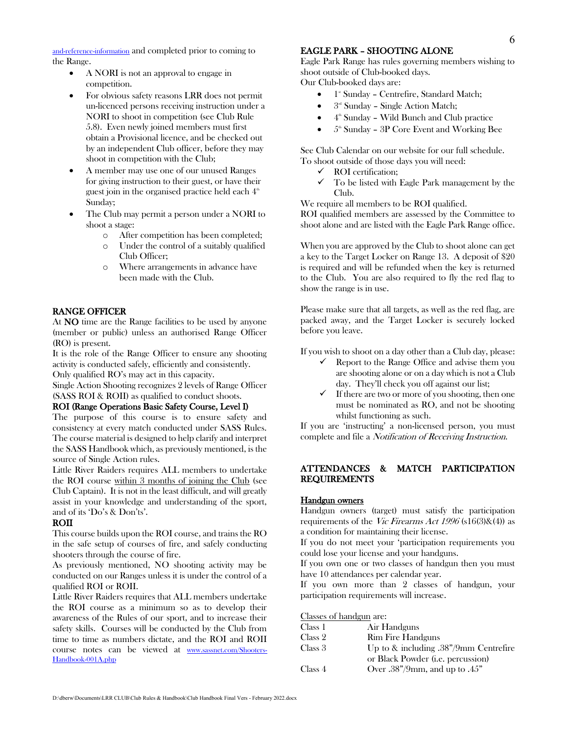and-reference-information and completed prior to coming to the Range.

- A NORI is not an approval to engage in competition.
- For obvious safety reasons LRR does not permit un-licenced persons receiving instruction under a NORI to shoot in competition (see Club Rule 5.8). Even newly joined members must first obtain a Provisional licence, and be checked out by an independent Club officer, before they may shoot in competition with the Club;
- A member may use one of our unused Ranges for giving instruction to their guest, or have their guest join in the organised practice held each 4th Sunday;
- The Club may permit a person under a NORI to shoot a stage:
  - After competition has been completed;
  - Under the control of a suitably qualified Club Officer;
  - Where arrangements in advance have been made with the Club.

## RANGE OFFICER

At **NO** time are the Range facilities to be used by anyone (member or public) unless an authorised Range Officer (RO) is present.

It is the role of the Range Officer to ensure any shooting activity is conducted safely, efficiently and consistently.

Only qualified RO's may act in this capacity.

Single Action Shooting recognizes 2 levels of Range Officer (SASS ROI & ROII) as qualified to conduct shoots.

### ROI (Range Operations Basic Safety Course, Level I)

The purpose of this course is to ensure safety and consistency at every match conducted under SASS Rules. The course material is designed to help clarify and interpret the SASS Handbook which, as previously mentioned, is the source of Single Action rules.

Little River Raiders requires ALL members to undertake the ROI course within 3 months of joining the Club (see Club Captain). It is not in the least difficult, and will greatly assist in your knowledge and understanding of the sport, and of its 'Do's & Don'ts'.

### ROII

This course builds upon the ROI course, and trains the RO in the safe setup of courses of fire, and safely conducting shooters through the course of fire.

As previously mentioned, NO shooting activity may be conducted on our Ranges unless it is under the control of a qualified ROI or ROII.

Little River Raiders requires that ALL members undertake the ROI course as a minimum so as to develop their awareness of the Rules of our sport, and to increase their safety skills. Courses will be conducted by the Club from time to time as numbers dictate, and the ROI and ROII course notes can be viewed at www.sassnet.com/Shooters-Handbook-001A.php

## EAGLE PARK – SHOOTING ALONE

Eagle Park Range has rules governing members wishing to shoot outside of Club-booked days.

Our Club-booked days are:

- 1st Sunday – Centrefire, Standard Match;
- 3rd Sunday – Single Action Match;
- 4th Sunday – Wild Bunch and Club practice
- 5th Sunday – 3P Core Event and Working Bee

See Club Calendar on our website for our full schedule.

To shoot outside of those days you will need:

- ✓ ROI certification;
- ✓ To be listed with Eagle Park management by the Club.

We require all members to be ROI qualified.

ROI qualified members are assessed by the Committee to shoot alone and are listed with the Eagle Park Range office.

When you are approved by the Club to shoot alone can get a key to the Target Locker on Range 13. A deposit of $20 is required and will be refunded when the key is returned to the Club. You are also required to fly the red flag to show the range is in use.

Please make sure that all targets, as well as the red flag, are packed away, and the Target Locker is securely locked before you leave.

If you wish to shoot on a day other than a Club day, please:

- ✓ Report to the Range Office and advise them you are shooting alone or on a day which is not a Club day. They'll check you off against our list;
- ✓ If there are two or more of you shooting, then one must be nominated as RO, and not be shooting whilst functioning as such.

If you are 'instructing' a non-licensed person, you must complete and file a *Notification of Receiving Instruction*.

## ATTENDANCES & MATCH PARTICIPATION REQUIREMENTS

### Handgun owners

Handgun owners (target) must satisfy the participation requirements of the *Vic Firearms Act 1996* (s16(3)&(4)) as a condition for maintaining their license.

If you do not meet your 'participation requirements you could lose your license and your handguns.

If you own one or two classes of handgun then you must have 10 attendances per calendar year.

If you own more than 2 classes of handgun, your participation requirements will increase.

Classes of handgun are:

| | |
|---|---|
| Class 1 | Air Handguns |
| Class 2 | Rim Fire Handguns |
| Class 3 | Up to & including .38"/9mm Centrefire or Black Powder (i.e. percussion) |
| Class 4 | Over .38"/9mm, and up to .45" |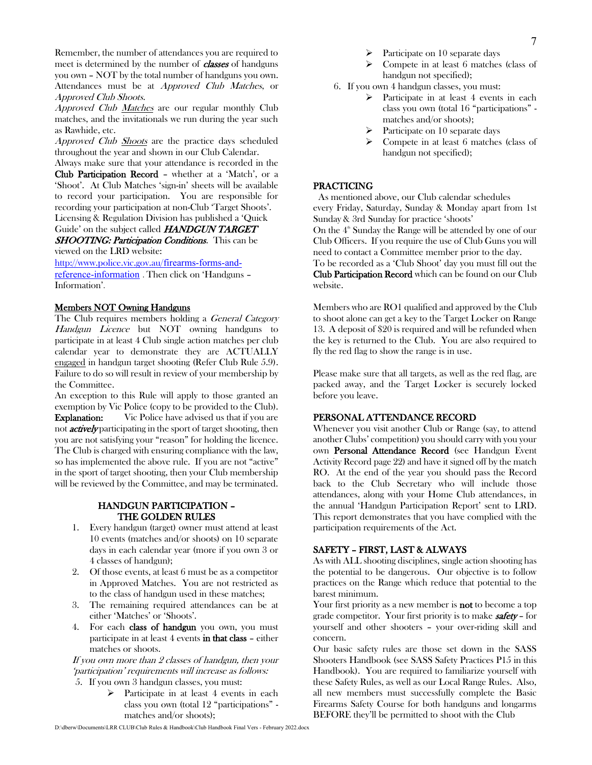Remember, the number of attendances you are required to meet is determined by the number of ***classes*** of handguns you own – NOT by the total number of handguns you own. Attendances must be at *Approved Club Matches*, or *Approved Club Shoots*.

*Approved Club Matches* are our regular monthly Club matches, and the invitationals we run during the year such as Rawhide, etc.

*Approved Club Shoots* are the practice days scheduled throughout the year and shown in our Club Calendar.

Always make sure that your attendance is recorded in the **Club Participation Record** – whether at a 'Match', or a 'Shoot'. At Club Matches 'sign-in' sheets will be available to record your participation. You are responsible for recording your participation at non-Club 'Target Shoots'. Licensing & Regulation Division has published a 'Quick Guide' on the subject called ***HANDGUN TARGET SHOOTING: Participation Conditions***. This can be viewed on the LRD website: http://www.police.vic.gov.au/firearms-forms-and-reference-information . Then click on 'Handguns – Information'.

**Members NOT Owning Handguns**

The Club requires members holding a *General Category Handgun Licence* but NOT owning handguns to participate in at least 4 Club single action matches per club calendar year to demonstrate they are ACTUALLY engaged in handgun target shooting (Refer Club Rule 5.9). Failure to do so will result in review of your membership by the Committee.

An exception to this Rule will apply to those granted an exemption by Vic Police (copy to be provided to the Club).

**Explanation:** Vic Police have advised us that if you are not ***actively*** participating in the sport of target shooting, then you are not satisfying your "reason" for holding the licence. The Club is charged with ensuring compliance with the law, so has implemented the above rule. If you are not "active" in the sport of target shooting, then your Club membership will be reviewed by the Committee, and may be terminated.

## HANDGUN PARTICIPATION – THE GOLDEN RULES

1. Every handgun (target) owner must attend at least 10 events (matches and/or shoots) on 10 separate days in each calendar year (more if you own 3 or 4 classes of handgun);
2. Of those events, at least 6 must be as a competitor in Approved Matches. You are not restricted as to the class of handgun used in these matches;
3. The remaining required attendances can be at either 'Matches' or 'Shoots'.
4. For each **class of handgun** you own, you must participate in at least 4 events **in that class** – either matches or shoots.

*If you own more than 2 classes of handgun, then your 'participation' requirements will increase as follows:*

5. If you own 3 handgun classes, you must:
   - Participate in at least 4 events in each class you own (total 12 "participations" - matches and/or shoots);
   - Participate on 10 separate days
   - Compete in at least 6 matches (class of handgun not specified);
6. If you own 4 handgun classes, you must:
   - Participate in at least 4 events in each class you own (total 16 "participations" - matches and/or shoots);
   - Participate on 10 separate days
   - Compete in at least 6 matches (class of handgun not specified);

## PRACTICING

As mentioned above, our Club calendar schedules every Friday, Saturday, Sunday & Monday apart from 1st Sunday & 3rd Sunday for practice 'shoots'

On the 4th Sunday the Range will be attended by one of our Club Officers. If you require the use of Club Guns you will need to contact a Committee member prior to the day.

To be recorded as a 'Club Shoot' day you must fill out the **Club Participation Record** which can be found on our Club website.

Members who are RO1 qualified and approved by the Club to shoot alone can get a key to the Target Locker on Range 13. A deposit of $20 is required and will be refunded when the key is returned to the Club. You are also required to fly the red flag to show the range is in use.

Please make sure that all targets, as well as the red flag, are packed away, and the Target Locker is securely locked before you leave.

## PERSONAL ATTENDANCE RECORD

Whenever you visit another Club or Range (say, to attend another Clubs' competition) you should carry with you your own **Personal Attendance Record** (see Handgun Event Activity Record page 22) and have it signed off by the match RO. At the end of the year you should pass the Record back to the Club Secretary who will include those attendances, along with your Home Club attendances, in the annual 'Handgun Participation Report' sent to LRD. This report demonstrates that you have complied with the participation requirements of the Act.

## SAFETY – FIRST, LAST & ALWAYS

As with ALL shooting disciplines, single action shooting has the potential to be dangerous. Our objective is to follow practices on the Range which reduce that potential to the barest minimum.

Your first priority as a new member is **not** to become a top grade competitor. Your first priority is to make ***safety*** – for yourself and other shooters – your over-riding skill and concern.

Our basic safety rules are those set down in the SASS Shooters Handbook (see SASS Safety Practices P15 in this Handbook). You are required to familiarize yourself with these Safety Rules, as well as our Local Range Rules. Also, all new members must successfully complete the Basic Firearms Safety Course for both handguns and longarms BEFORE they'll be permitted to shoot with the Club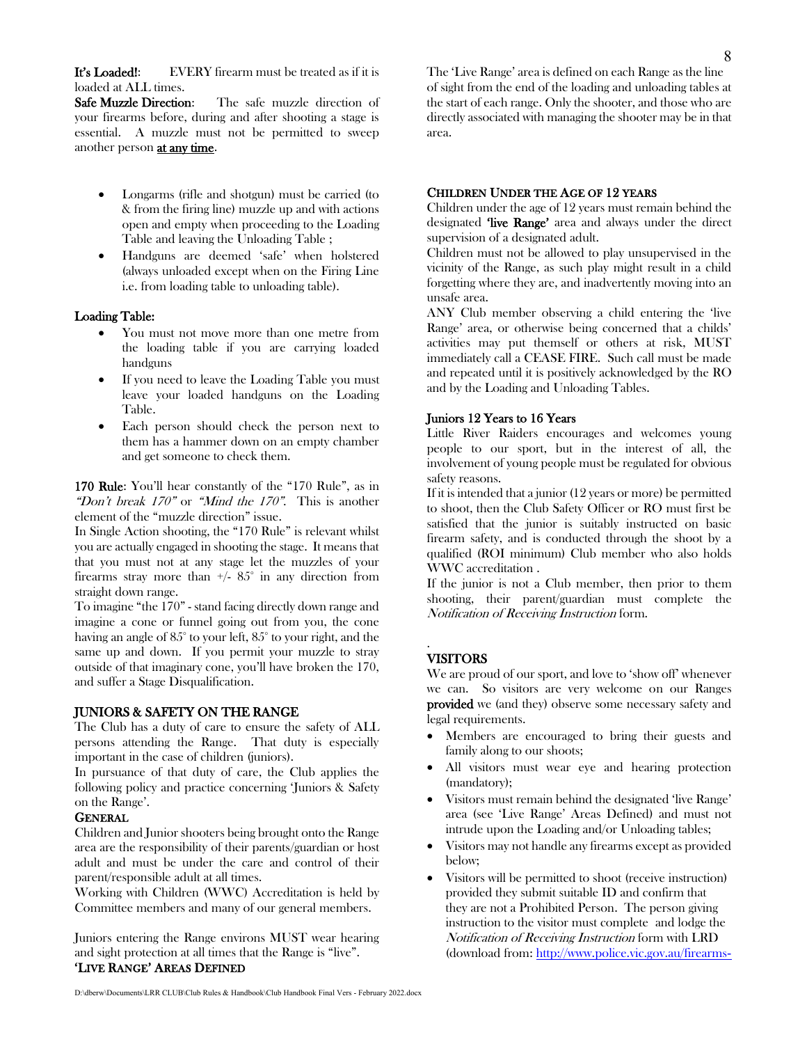**It's Loaded!**: EVERY firearm must be treated as if it is loaded at ALL times.

**Safe Muzzle Direction**: The safe muzzle direction of your firearms before, during and after shooting a stage is essential. A muzzle must not be permitted to sweep another person **at any time**.

- Longarms (rifle and shotgun) must be carried (to & from the firing line) muzzle up and with actions open and empty when proceeding to the Loading Table and leaving the Unloading Table ;
- Handguns are deemed 'safe' when holstered (always unloaded except when on the Firing Line i.e. from loading table to unloading table).

**Loading Table:**

- You must not move more than one metre from the loading table if you are carrying loaded handguns
- If you need to leave the Loading Table you must leave your loaded handguns on the Loading Table.
- Each person should check the person next to them has a hammer down on an empty chamber and get someone to check them.

**170 Rule**: You'll hear constantly of the "170 Rule", as in *"Don't break 170"* or *"Mind the 170"*. This is another element of the "muzzle direction" issue.

In Single Action shooting, the "170 Rule" is relevant whilst you are actually engaged in shooting the stage. It means that that you must not at any stage let the muzzles of your firearms stray more than +/- 85° in any direction from straight down range.

To imagine "the 170" - stand facing directly down range and imagine a cone or funnel going out from you, the cone having an angle of 85° to your left, 85° to your right, and the same up and down. If you permit your muzzle to stray outside of that imaginary cone, you'll have broken the 170, and suffer a Stage Disqualification.

## JUNIORS & SAFETY ON THE RANGE

The Club has a duty of care to ensure the safety of ALL persons attending the Range. That duty is especially important in the case of children (juniors).

In pursuance of that duty of care, the Club applies the following policy and practice concerning 'Juniors & Safety on the Range'.

### GENERAL

Children and Junior shooters being brought onto the Range area are the responsibility of their parents/guardian or host adult and must be under the care and control of their parent/responsible adult at all times.

Working with Children (WWC) Accreditation is held by Committee members and many of our general members.

Juniors entering the Range environs MUST wear hearing and sight protection at all times that the Range is "live".

### 'LIVE RANGE' AREAS DEFINED

The 'Live Range' area is defined on each Range as the line of sight from the end of the loading and unloading tables at the start of each range. Only the shooter, and those who are directly associated with managing the shooter may be in that area.

### CHILDREN UNDER THE AGE OF 12 YEARS

Children under the age of 12 years must remain behind the designated **'live Range'** area and always under the direct supervision of a designated adult.

Children must not be allowed to play unsupervised in the vicinity of the Range, as such play might result in a child forgetting where they are, and inadvertently moving into an unsafe area.

ANY Club member observing a child entering the 'live Range' area, or otherwise being concerned that a childs' activities may put themself or others at risk, MUST immediately call a CEASE FIRE. Such call must be made and repeated until it is positively acknowledged by the RO and by the Loading and Unloading Tables.

### Juniors 12 Years to 16 Years

Little River Raiders encourages and welcomes young people to our sport, but in the interest of all, the involvement of young people must be regulated for obvious safety reasons.

If it is intended that a junior (12 years or more) be permitted to shoot, then the Club Safety Officer or RO must first be satisfied that the junior is suitably instructed on basic firearm safety, and is conducted through the shoot by a qualified (ROI minimum) Club member who also holds WWC accreditation .

If the junior is not a Club member, then prior to them shooting, their parent/guardian must complete the *Notification of Receiving Instruction* form.

.

## VISITORS

We are proud of our sport, and love to 'show off' whenever we can. So visitors are very welcome on our Ranges **provided** we (and they) observe some necessary safety and legal requirements.

- Members are encouraged to bring their guests and family along to our shoots;
- All visitors must wear eye and hearing protection (mandatory);
- Visitors must remain behind the designated 'live Range' area (see 'Live Range' Areas Defined) and must not intrude upon the Loading and/or Unloading tables;
- Visitors may not handle any firearms except as provided below;
- Visitors will be permitted to shoot (receive instruction) provided they submit suitable ID and confirm that they are not a Prohibited Person. The person giving instruction to the visitor must complete and lodge the *Notification of Receiving Instruction* form with LRD (download from: http://www.police.vic.gov.au/firearms-

D:\dberw\Documents\LRR CLUB\Club Rules & Handbook\Club Handbook Final Vers - February 2022.docx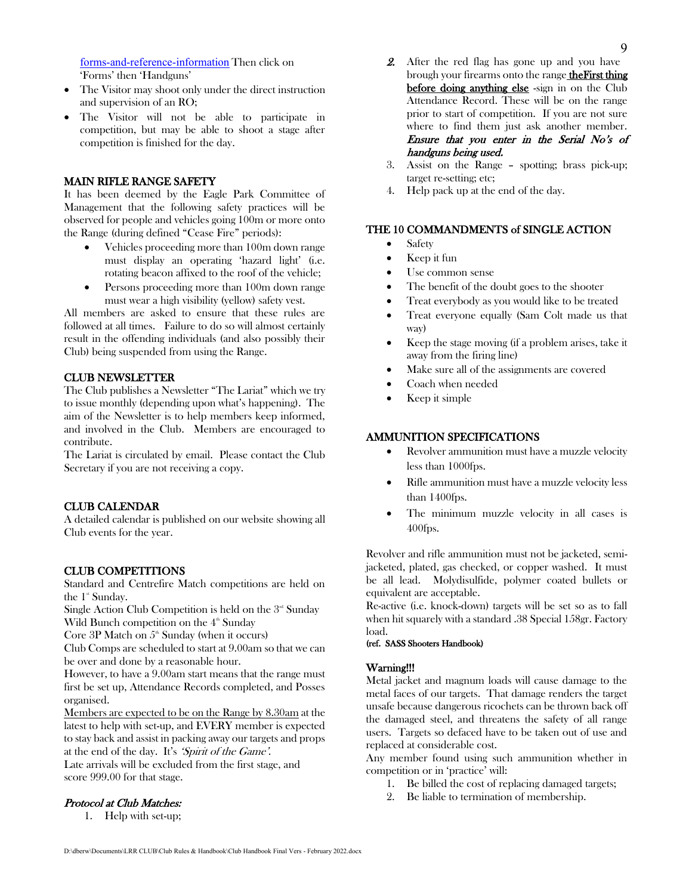forms-and-reference-information Then click on 'Forms' then 'Handguns'

- The Visitor may shoot only under the direct instruction and supervision of an RO;
- The Visitor will not be able to participate in competition, but may be able to shoot a stage after competition is finished for the day.

## MAIN RIFLE RANGE SAFETY

It has been deemed by the Eagle Park Committee of Management that the following safety practices will be observed for people and vehicles going 100m or more onto the Range (during defined "Cease Fire" periods):

- Vehicles proceeding more than 100m down range must display an operating 'hazard light' (i.e. rotating beacon affixed to the roof of the vehicle;
- Persons proceeding more than 100m down range must wear a high visibility (yellow) safety vest.

All members are asked to ensure that these rules are followed at all times. Failure to do so will almost certainly result in the offending individuals (and also possibly their Club) being suspended from using the Range.

## CLUB NEWSLETTER

The Club publishes a Newsletter "The Lariat" which we try to issue monthly (depending upon what's happening). The aim of the Newsletter is to help members keep informed, and involved in the Club. Members are encouraged to contribute.

The Lariat is circulated by email. Please contact the Club Secretary if you are not receiving a copy.

## CLUB CALENDAR

A detailed calendar is published on our website showing all Club events for the year.

## CLUB COMPETITIONS

Standard and Centrefire Match competitions are held on the 1st Sunday.

Single Action Club Competition is held on the 3rd Sunday

Wild Bunch competition on the 4th Sunday

Core 3P Match on 5th Sunday (when it occurs)

Club Comps are scheduled to start at 9.00am so that we can be over and done by a reasonable hour.

However, to have a 9.00am start means that the range must first be set up, Attendance Records completed, and Posses organised.

Members are expected to be on the Range by 8.30am at the latest to help with set-up, and EVERY member is expected to stay back and assist in packing away our targets and props at the end of the day. It's *'Spirit of the Game'.*

Late arrivals will be excluded from the first stage, and score 999.00 for that stage.

### *Protocol at Club Matches:*

1. Help with set-up;
2. After the red flag has gone up and you have brough your firearms onto the range **theFirst thing before doing anything else** -sign in on the Club Attendance Record. These will be on the range prior to start of competition. If you are not sure where to find them just ask another member. ***Ensure that you enter in the Serial No's of handguns being used.***
3. Assist on the Range – spotting; brass pick-up; target re-setting; etc;
4. Help pack up at the end of the day.

## THE 10 COMMANDMENTS of SINGLE ACTION

- Safety
- Keep it fun
- Use common sense
- The benefit of the doubt goes to the shooter
- Treat everybody as you would like to be treated
- Treat everyone equally (Sam Colt made us that way)
- Keep the stage moving (if a problem arises, take it away from the firing line)
- Make sure all of the assignments are covered
- Coach when needed
- Keep it simple

## AMMUNITION SPECIFICATIONS

- Revolver ammunition must have a muzzle velocity less than 1000fps.
- Rifle ammunition must have a muzzle velocity less than 1400fps.
- The minimum muzzle velocity in all cases is 400fps.

Revolver and rifle ammunition must not be jacketed, semi-jacketed, plated, gas checked, or copper washed. It must be all lead. Molydisulfide, polymer coated bullets or equivalent are acceptable.

Re-active (i.e. knock-down) targets will be set so as to fall when hit squarely with a standard .38 Special 158gr. Factory load.

**(ref. SASS Shooters Handbook)**

### Warning!!!

Metal jacket and magnum loads will cause damage to the metal faces of our targets. That damage renders the target unsafe because dangerous ricochets can be thrown back off the damaged steel, and threatens the safety of all range users. Targets so defaced have to be taken out of use and replaced at considerable cost.

Any member found using such ammunition whether in competition or in 'practice' will:

1. Be billed the cost of replacing damaged targets;
2. Be liable to termination of membership.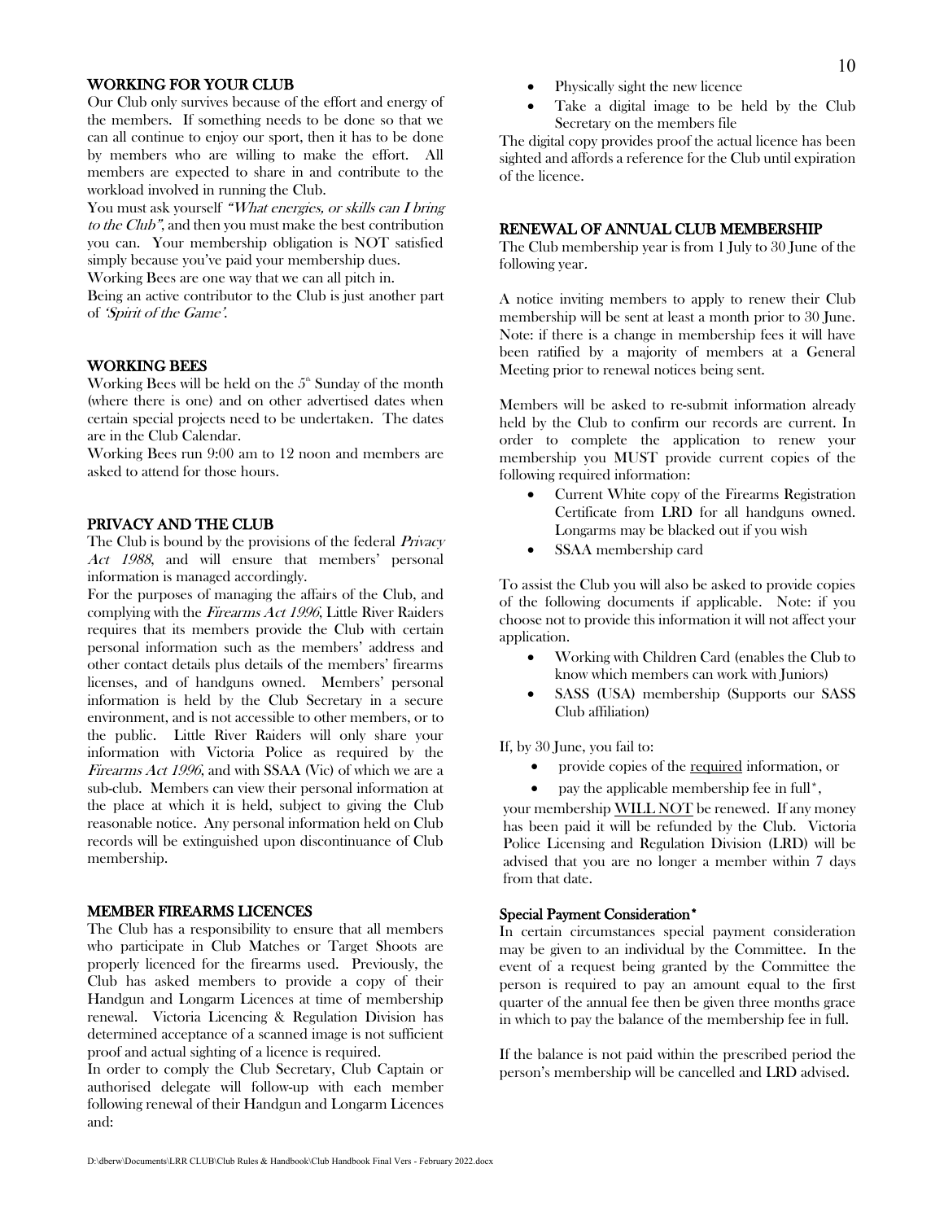## WORKING FOR YOUR CLUB

Our Club only survives because of the effort and energy of the members. If something needs to be done so that we can all continue to enjoy our sport, then it has to be done by members who are willing to make the effort. All members are expected to share in and contribute to the workload involved in running the Club.

You must ask yourself *"What energies, or skills can I bring to the Club"*, and then you must make the best contribution you can. Your membership obligation is NOT satisfied simply because you've paid your membership dues.

Working Bees are one way that we can all pitch in.

Being an active contributor to the Club is just another part of *'Spirit of the Game'*.

## WORKING BEES

Working Bees will be held on the 5th Sunday of the month (where there is one) and on other advertised dates when certain special projects need to be undertaken. The dates are in the Club Calendar.

Working Bees run 9:00 am to 12 noon and members are asked to attend for those hours.

## PRIVACY AND THE CLUB

The Club is bound by the provisions of the federal *Privacy Act 1988*, and will ensure that members' personal information is managed accordingly.

For the purposes of managing the affairs of the Club, and complying with the *Firearms Act 1996*, Little River Raiders requires that its members provide the Club with certain personal information such as the members' address and other contact details plus details of the members' firearms licenses, and of handguns owned. Members' personal information is held by the Club Secretary in a secure environment, and is not accessible to other members, or to the public. Little River Raiders will only share your information with Victoria Police as required by the *Firearms Act 1996*, and with SSAA (Vic) of which we are a sub-club. Members can view their personal information at the place at which it is held, subject to giving the Club reasonable notice. Any personal information held on Club records will be extinguished upon discontinuance of Club membership.

## MEMBER FIREARMS LICENCES

The Club has a responsibility to ensure that all members who participate in Club Matches or Target Shoots are properly licenced for the firearms used. Previously, the Club has asked members to provide a copy of their Handgun and Longarm Licences at time of membership renewal. Victoria Licencing & Regulation Division has determined acceptance of a scanned image is not sufficient proof and actual sighting of a licence is required.

In order to comply the Club Secretary, Club Captain or authorised delegate will follow-up with each member following renewal of their Handgun and Longarm Licences and:

- Physically sight the new licence
- Take a digital image to be held by the Club Secretary on the members file

The digital copy provides proof the actual licence has been sighted and affords a reference for the Club until expiration of the licence.

## RENEWAL OF ANNUAL CLUB MEMBERSHIP

The Club membership year is from 1 July to 30 June of the following year.

A notice inviting members to apply to renew their Club membership will be sent at least a month prior to 30 June. Note: if there is a change in membership fees it will have been ratified by a majority of members at a General Meeting prior to renewal notices being sent.

Members will be asked to re-submit information already held by the Club to confirm our records are current. In order to complete the application to renew your membership you MUST provide current copies of the following required information:

- Current White copy of the Firearms Registration Certificate from LRD for all handguns owned. Longarms may be blacked out if you wish
- SSAA membership card

To assist the Club you will also be asked to provide copies of the following documents if applicable. Note: if you choose not to provide this information it will not affect your application.

- Working with Children Card (enables the Club to know which members can work with Juniors)
- SASS (USA) membership (Supports our SASS Club affiliation)

If, by 30 June, you fail to:

- provide copies of the required information, or
- pay the applicable membership fee in full*,

your membership WILL NOT be renewed. If any money has been paid it will be refunded by the Club. Victoria Police Licensing and Regulation Division (LRD) will be advised that you are no longer a member within 7 days from that date.

### Special Payment Consideration*

In certain circumstances special payment consideration may be given to an individual by the Committee. In the event of a request being granted by the Committee the person is required to pay an amount equal to the first quarter of the annual fee then be given three months grace in which to pay the balance of the membership fee in full.

If the balance is not paid within the prescribed period the person's membership will be cancelled and LRD advised.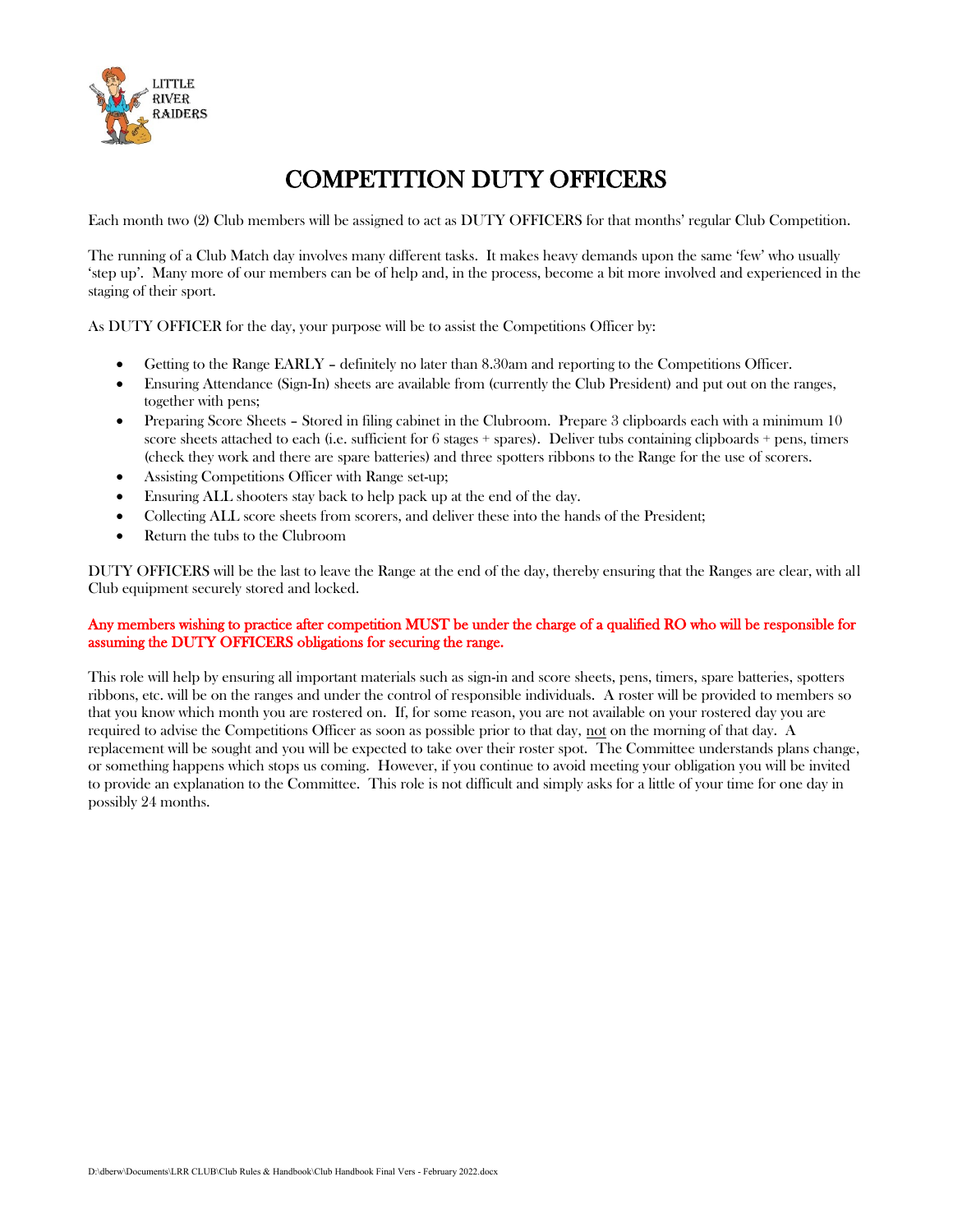# COMPETITION DUTY OFFICERS

Each month two (2) Club members will be assigned to act as DUTY OFFICERS for that months' regular Club Competition.

The running of a Club Match day involves many different tasks. It makes heavy demands upon the same 'few' who usually 'step up'. Many more of our members can be of help and, in the process, become a bit more involved and experienced in the staging of their sport.

As DUTY OFFICER for the day, your purpose will be to assist the Competitions Officer by:

- Getting to the Range EARLY – definitely no later than 8.30am and reporting to the Competitions Officer.
- Ensuring Attendance (Sign-In) sheets are available from (currently the Club President) and put out on the ranges, together with pens;
- Preparing Score Sheets – Stored in filing cabinet in the Clubroom. Prepare 3 clipboards each with a minimum 10 score sheets attached to each (i.e. sufficient for 6 stages + spares). Deliver tubs containing clipboards + pens, timers (check they work and there are spare batteries) and three spotters ribbons to the Range for the use of scorers.
- Assisting Competitions Officer with Range set-up;
- Ensuring ALL shooters stay back to help pack up at the end of the day.
- Collecting ALL score sheets from scorers, and deliver these into the hands of the President;
- Return the tubs to the Clubroom

DUTY OFFICERS will be the last to leave the Range at the end of the day, thereby ensuring that the Ranges are clear, with all Club equipment securely stored and locked.

Any members wishing to practice after competition MUST be under the charge of a qualified RO who will be responsible for assuming the DUTY OFFICERS obligations for securing the range.

This role will help by ensuring all important materials such as sign-in and score sheets, pens, timers, spare batteries, spotters ribbons, etc. will be on the ranges and under the control of responsible individuals. A roster will be provided to members so that you know which month you are rostered on. If, for some reason, you are not available on your rostered day you are required to advise the Competitions Officer as soon as possible prior to that day, not on the morning of that day. A replacement will be sought and you will be expected to take over their roster spot. The Committee understands plans change, or something happens which stops us coming. However, if you continue to avoid meeting your obligation you will be invited to provide an explanation to the Committee. This role is not difficult and simply asks for a little of your time for one day in possibly 24 months.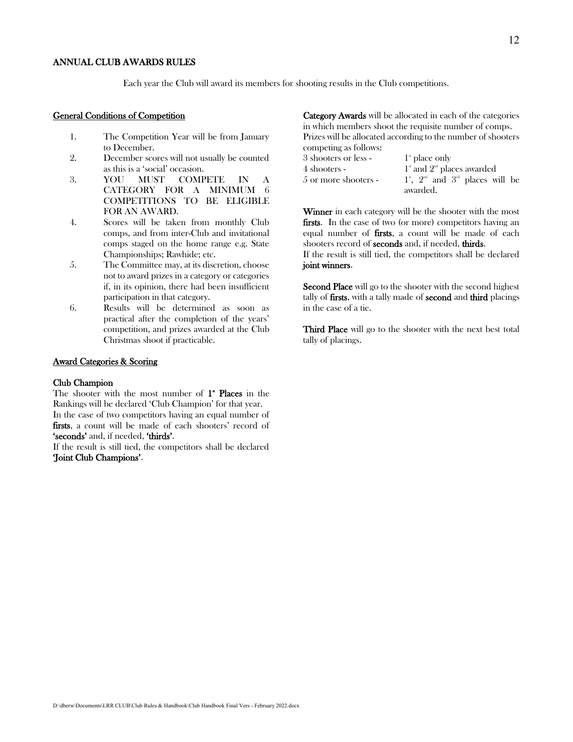## ANNUAL CLUB AWARDS RULES

Each year the Club will award its members for shooting results in the Club competitions.

### General Conditions of Competition

1. The Competition Year will be from January to December.
2. December scores will not usually be counted as this is a 'social' occasion.
3. YOU MUST COMPETE IN A CATEGORY FOR A MINIMUM 6 COMPETITIONS TO BE ELIGIBLE FOR AN AWARD.
4. Scores will be taken from monthly Club comps, and from inter-Club and invitational comps staged on the home range e.g. State Championships; Rawhide; etc.
5. The Committee may, at its discretion, choose not to award prizes in a category or categories if, in its opinion, there had been insufficient participation in that category.
6. Results will be determined as soon as practical after the completion of the years' competition, and prizes awarded at the Club Christmas shoot if practicable.

### Award Categories & Scoring

**Club Champion**

The shooter with the most number of **1st Places** in the Rankings will be declared 'Club Champion' for that year.

In the case of two competitors having an equal number of **firsts**, a count will be made of each shooters' record of **'seconds'** and, if needed, **'thirds'**.

If the result is still tied, the competitors shall be declared **'Joint Club Champions'**.

**Category Awards** will be allocated in each of the categories in which members shoot the requisite number of comps.

Prizes will be allocated according to the number of shooters competing as follows:

| | |
|---|---|
| 3 shooters or less - | 1st place only |
| 4 shooters - | 1st and 2nd places awarded |
| 5 or more shooters - | 1st, 2nd and 3rd places will be awarded. |

**Winner** in each category will be the shooter with the most **firsts**. In the case of two (or more) competitors having an equal number of **firsts**, a count will be made of each shooters record of **seconds** and, if needed, **thirds**.

If the result is still tied, the competitors shall be declared **joint winners**.

**Second Place** will go to the shooter with the second highest tally of **firsts**, with a tally made of **second** and **third** placings in the case of a tie.

**Third Place** will go to the shooter with the next best total tally of placings.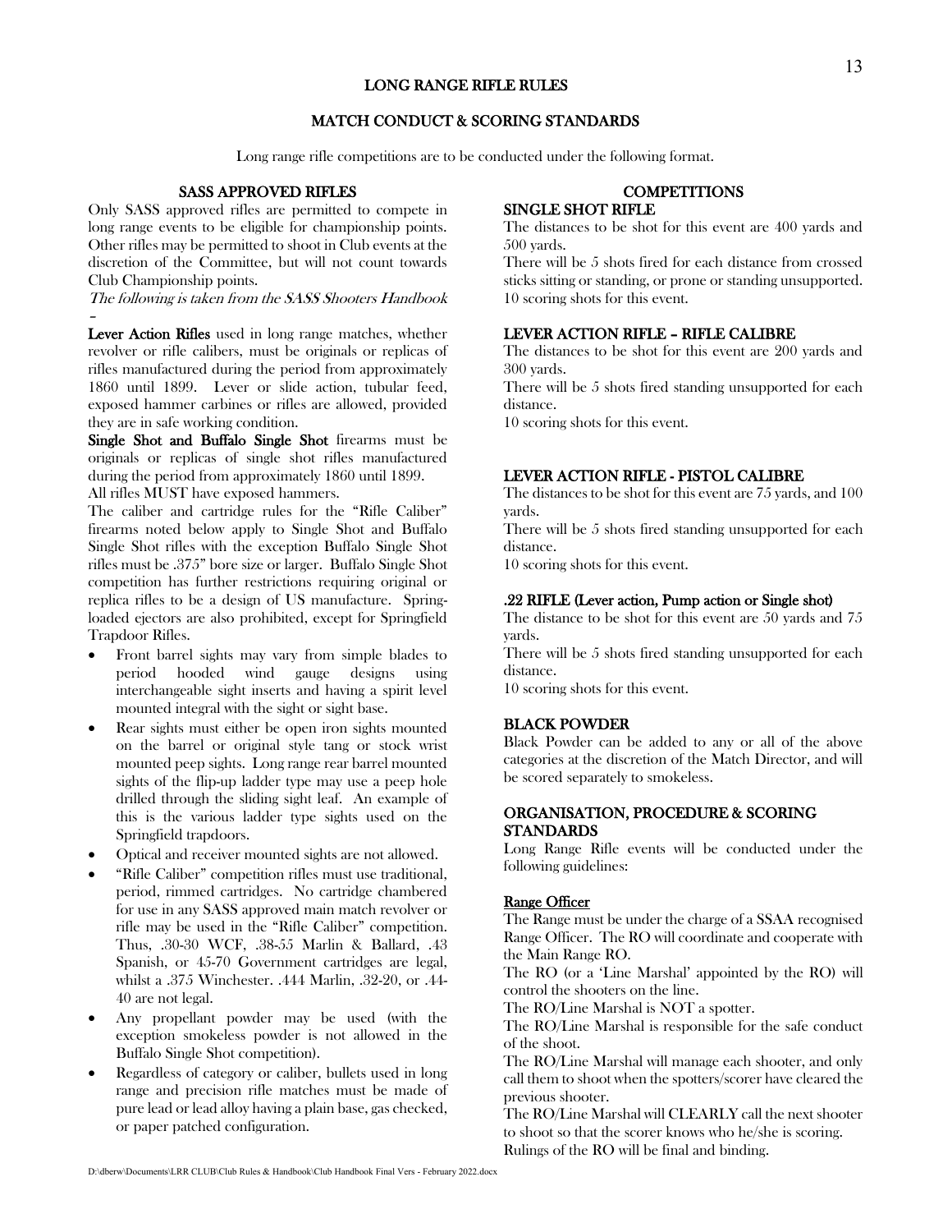# LONG RANGE RIFLE RULES

## MATCH CONDUCT & SCORING STANDARDS

Long range rifle competitions are to be conducted under the following format.

### SASS APPROVED RIFLES

Only SASS approved rifles are permitted to compete in long range events to be eligible for championship points. Other rifles may be permitted to shoot in Club events at the discretion of the Committee, but will not count towards Club Championship points.

*The following is taken from the SASS Shooters Handbook –*

**Lever Action Rifles** used in long range matches, whether revolver or rifle calibers, must be originals or replicas of rifles manufactured during the period from approximately 1860 until 1899. Lever or slide action, tubular feed, exposed hammer carbines or rifles are allowed, provided they are in safe working condition.

**Single Shot and Buffalo Single Shot** firearms must be originals or replicas of single shot rifles manufactured during the period from approximately 1860 until 1899.

All rifles MUST have exposed hammers.

The caliber and cartridge rules for the "Rifle Caliber" firearms noted below apply to Single Shot and Buffalo Single Shot rifles with the exception Buffalo Single Shot rifles must be .375" bore size or larger. Buffalo Single Shot competition has further restrictions requiring original or replica rifles to be a design of US manufacture. Spring-loaded ejectors are also prohibited, except for Springfield Trapdoor Rifles.

- Front barrel sights may vary from simple blades to period hooded wind gauge designs using interchangeable sight inserts and having a spirit level mounted integral with the sight or sight base.
- Rear sights must either be open iron sights mounted on the barrel or original style tang or stock wrist mounted peep sights. Long range rear barrel mounted sights of the flip-up ladder type may use a peep hole drilled through the sliding sight leaf. An example of this is the various ladder type sights used on the Springfield trapdoors.
- Optical and receiver mounted sights are not allowed.
- "Rifle Caliber" competition rifles must use traditional, period, rimmed cartridges. No cartridge chambered for use in any SASS approved main match revolver or rifle may be used in the "Rifle Caliber" competition. Thus, .30-30 WCF, .38-55 Marlin & Ballard, .43 Spanish, or 45-70 Government cartridges are legal, whilst a .375 Winchester. .444 Marlin, .32-20, or .44-40 are not legal.
- Any propellant powder may be used (with the exception smokeless powder is not allowed in the Buffalo Single Shot competition).
- Regardless of category or caliber, bullets used in long range and precision rifle matches must be made of pure lead or lead alloy having a plain base, gas checked, or paper patched configuration.

### COMPETITIONS

#### SINGLE SHOT RIFLE

The distances to be shot for this event are 400 yards and 500 yards.

There will be 5 shots fired for each distance from crossed sticks sitting or standing, or prone or standing unsupported.

10 scoring shots for this event.

#### LEVER ACTION RIFLE – RIFLE CALIBRE

The distances to be shot for this event are 200 yards and 300 yards.

There will be 5 shots fired standing unsupported for each distance.

10 scoring shots for this event.

#### LEVER ACTION RIFLE - PISTOL CALIBRE

The distances to be shot for this event are 75 yards, and 100 yards.

There will be 5 shots fired standing unsupported for each distance.

10 scoring shots for this event.

#### .22 RIFLE (Lever action, Pump action or Single shot)

The distance to be shot for this event are 50 yards and 75 yards.

There will be 5 shots fired standing unsupported for each distance.

10 scoring shots for this event.

#### BLACK POWDER

Black Powder can be added to any or all of the above categories at the discretion of the Match Director, and will be scored separately to smokeless.

### ORGANISATION, PROCEDURE & SCORING STANDARDS

Long Range Rifle events will be conducted under the following guidelines:

#### Range Officer

The Range must be under the charge of a SSAA recognised Range Officer. The RO will coordinate and cooperate with the Main Range RO.

The RO (or a 'Line Marshal' appointed by the RO) will control the shooters on the line.

The RO/Line Marshal is NOT a spotter.

The RO/Line Marshal is responsible for the safe conduct of the shoot.

The RO/Line Marshal will manage each shooter, and only call them to shoot when the spotters/scorer have cleared the previous shooter.

The RO/Line Marshal will CLEARLY call the next shooter to shoot so that the scorer knows who he/she is scoring.

Rulings of the RO will be final and binding.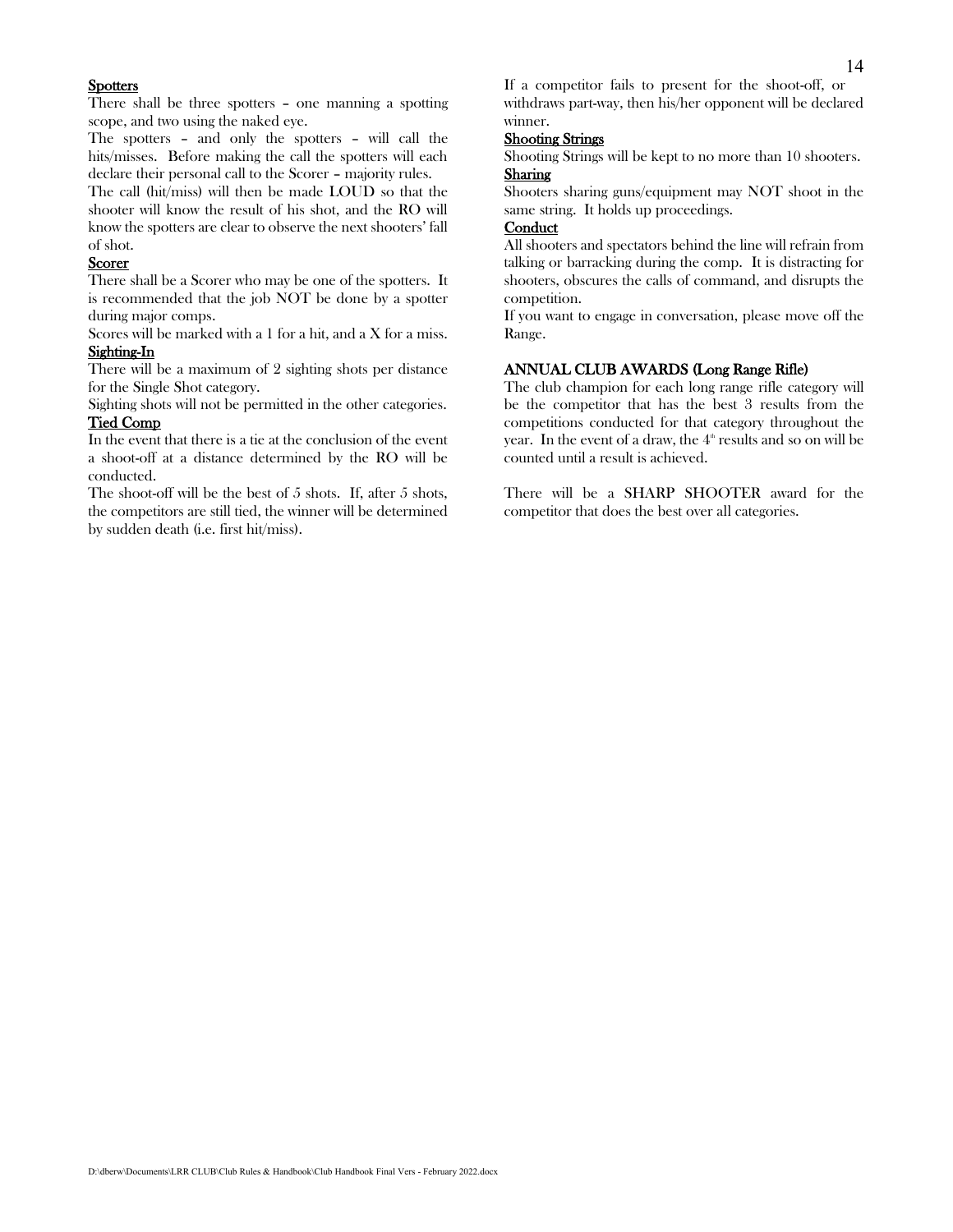## Spotters

There shall be three spotters – one manning a spotting scope, and two using the naked eye.

The spotters – and only the spotters – will call the hits/misses. Before making the call the spotters will each declare their personal call to the Scorer – majority rules.

The call (hit/miss) will then be made LOUD so that the shooter will know the result of his shot, and the RO will know the spotters are clear to observe the next shooters' fall of shot.

## Scorer

There shall be a Scorer who may be one of the spotters. It is recommended that the job NOT be done by a spotter during major comps.

Scores will be marked with a 1 for a hit, and a X for a miss.

## Sighting-In

There will be a maximum of 2 sighting shots per distance for the Single Shot category.

Sighting shots will not be permitted in the other categories.

## Tied Comp

In the event that there is a tie at the conclusion of the event a shoot-off at a distance determined by the RO will be conducted.

The shoot-off will be the best of 5 shots. If, after 5 shots, the competitors are still tied, the winner will be determined by sudden death (i.e. first hit/miss).

If a competitor fails to present for the shoot-off, or withdraws part-way, then his/her opponent will be declared winner.

## Shooting Strings

Shooting Strings will be kept to no more than 10 shooters.

## Sharing

Shooters sharing guns/equipment may NOT shoot in the same string. It holds up proceedings.

## Conduct

All shooters and spectators behind the line will refrain from talking or barracking during the comp. It is distracting for shooters, obscures the calls of command, and disrupts the competition.

If you want to engage in conversation, please move off the Range.

## ANNUAL CLUB AWARDS (Long Range Rifle)

The club champion for each long range rifle category will be the competitor that has the best 3 results from the competitions conducted for that category throughout the year. In the event of a draw, the 4th results and so on will be counted until a result is achieved.

There will be a SHARP SHOOTER award for the competitor that does the best over all categories.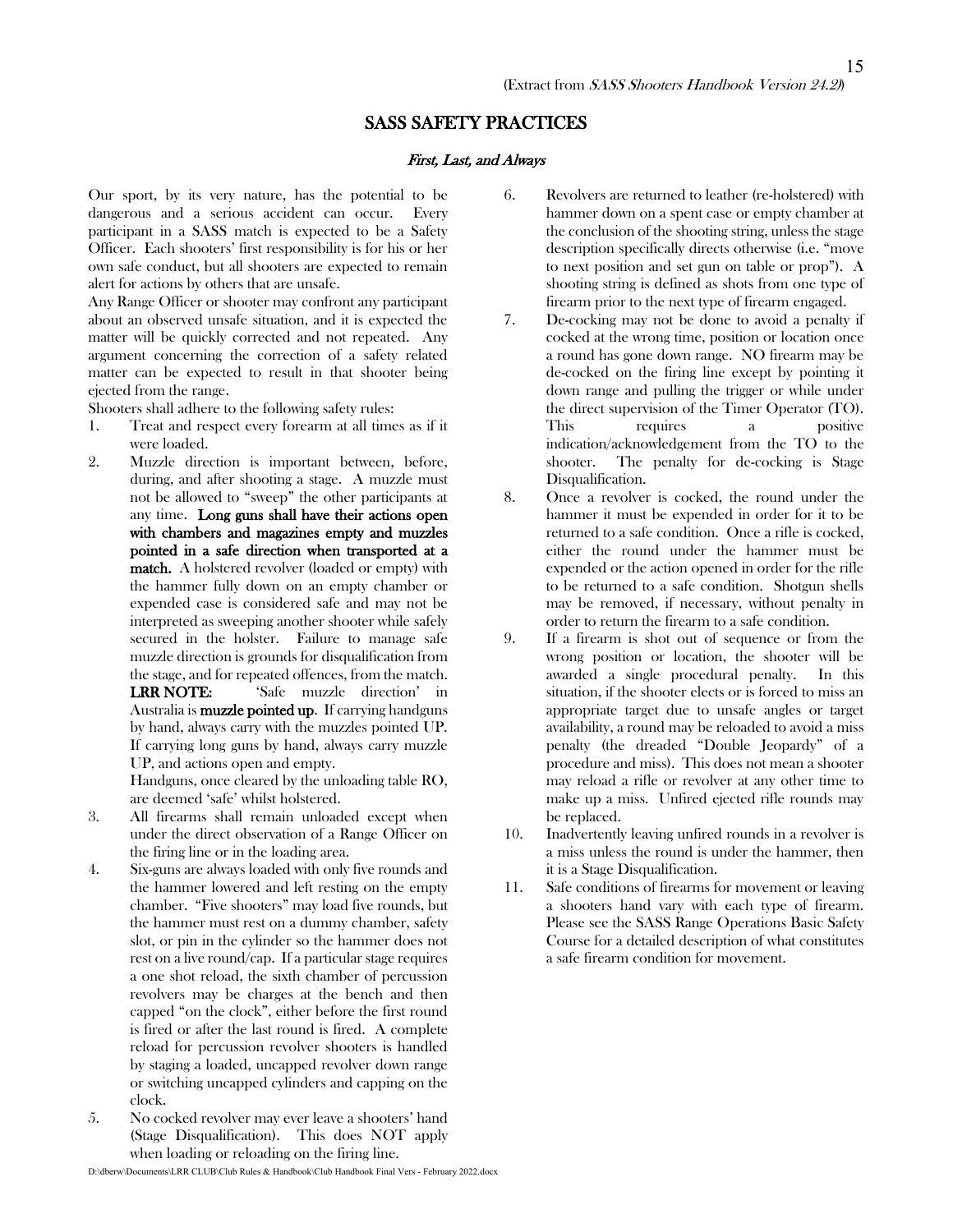(Extract from *SASS Shooters Handbook Version 24.2*)

## SASS SAFETY PRACTICES

***First, Last, and Always***

Our sport, by its very nature, has the potential to be dangerous and a serious accident can occur. Every participant in a SASS match is expected to be a Safety Officer. Each shooters' first responsibility is for his or her own safe conduct, but all shooters are expected to remain alert for actions by others that are unsafe.

Any Range Officer or shooter may confront any participant about an observed unsafe situation, and it is expected the matter will be quickly corrected and not repeated. Any argument concerning the correction of a safety related matter can be expected to result in that shooter being ejected from the range.

Shooters shall adhere to the following safety rules:

1. Treat and respect every forearm at all times as if it were loaded.
2. Muzzle direction is important between, before, during, and after shooting a stage. A muzzle must not be allowed to "sweep" the other participants at any time. **Long guns shall have their actions open with chambers and magazines empty and muzzles pointed in a safe direction when transported at a match.** A holstered revolver (loaded or empty) with the hammer fully down on an empty chamber or expended case is considered safe and may not be interpreted as sweeping another shooter while safely secured in the holster. Failure to manage safe muzzle direction is grounds for disqualification from the stage, and for repeated offences, from the match.
   **LRR NOTE:** 'Safe muzzle direction' in Australia is **muzzle pointed up**. If carrying handguns by hand, always carry with the muzzles pointed UP. If carrying long guns by hand, always carry muzzle UP, and actions open and empty.
   Handguns, once cleared by the unloading table RO, are deemed 'safe' whilst holstered.
3. All firearms shall remain unloaded except when under the direct observation of a Range Officer on the firing line or in the loading area.
4. Six-guns are always loaded with only five rounds and the hammer lowered and left resting on the empty chamber. "Five shooters" may load five rounds, but the hammer must rest on a dummy chamber, safety slot, or pin in the cylinder so the hammer does not rest on a live round/cap. If a particular stage requires a one shot reload, the sixth chamber of percussion revolvers may be charges at the bench and then capped "on the clock", either before the first round is fired or after the last round is fired. A complete reload for percussion revolver shooters is handled by staging a loaded, uncapped revolver down range or switching uncapped cylinders and capping on the clock.
5. No cocked revolver may ever leave a shooters' hand (Stage Disqualification). This does NOT apply when loading or reloading on the firing line.
6. Revolvers are returned to leather (re-holstered) with hammer down on a spent case or empty chamber at the conclusion of the shooting string, unless the stage description specifically directs otherwise (i.e. "move to next position and set gun on table or prop"). A shooting string is defined as shots from one type of firearm prior to the next type of firearm engaged.
7. De-cocking may not be done to avoid a penalty if cocked at the wrong time, position or location once a round has gone down range. NO firearm may be de-cocked on the firing line except by pointing it down range and pulling the trigger or while under the direct supervision of the Timer Operator (TO). This requires a positive indication/acknowledgement from the TO to the shooter. The penalty for de-cocking is Stage Disqualification.
8. Once a revolver is cocked, the round under the hammer it must be expended in order for it to be returned to a safe condition. Once a rifle is cocked, either the round under the hammer must be expended or the action opened in order for the rifle to be returned to a safe condition. Shotgun shells may be removed, if necessary, without penalty in order to return the firearm to a safe condition.
9. If a firearm is shot out of sequence or from the wrong position or location, the shooter will be awarded a single procedural penalty. In this situation, if the shooter elects or is forced to miss an appropriate target due to unsafe angles or target availability, a round may be reloaded to avoid a miss penalty (the dreaded "Double Jeopardy" of a procedure and miss). This does not mean a shooter may reload a rifle or revolver at any other time to make up a miss. Unfired ejected rifle rounds may be replaced.
10. Inadvertently leaving unfired rounds in a revolver is a miss unless the round is under the hammer, then it is a Stage Disqualification.
11. Safe conditions of firearms for movement or leaving a shooters hand vary with each type of firearm. Please see the SASS Range Operations Basic Safety Course for a detailed description of what constitutes a safe firearm condition for movement.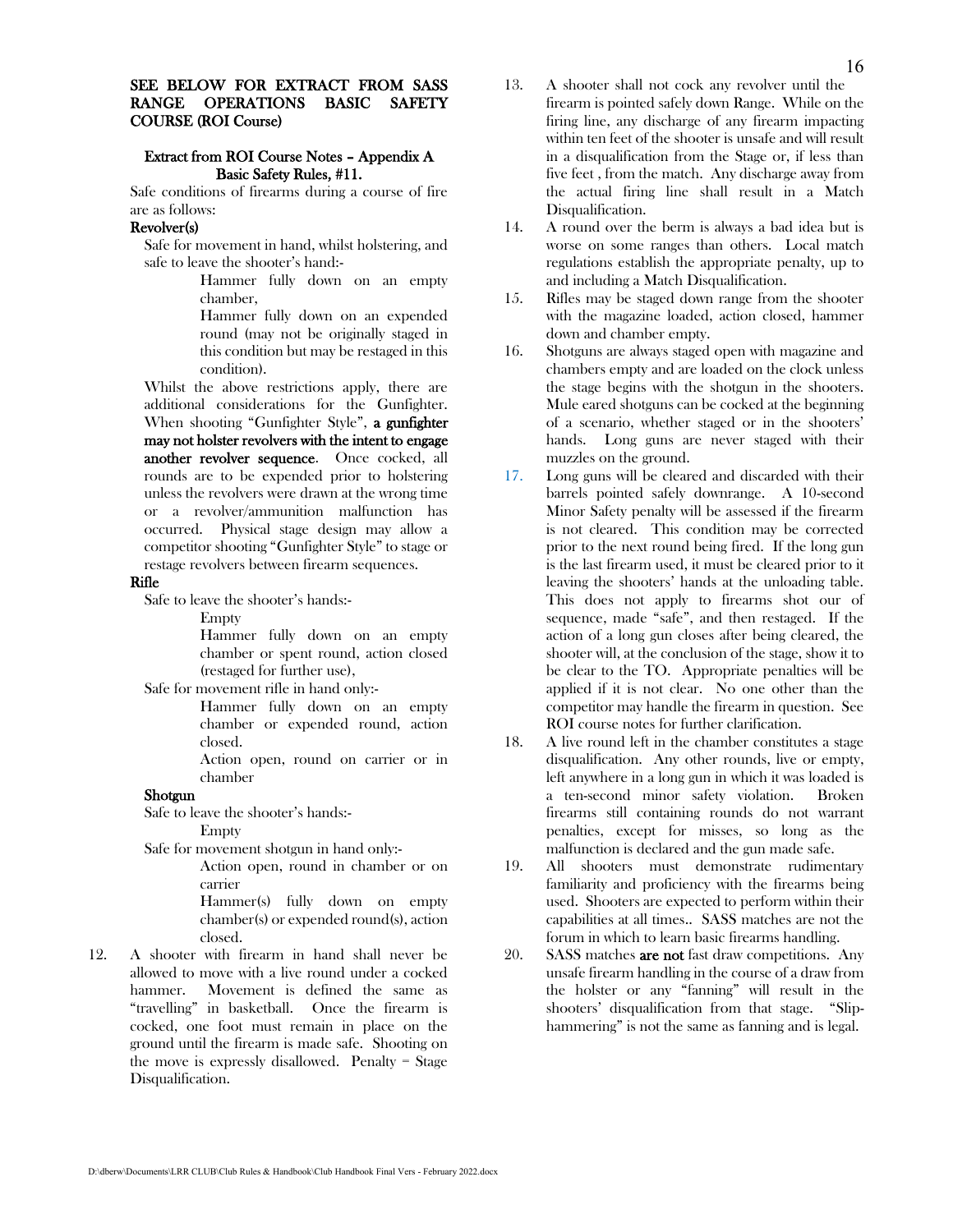**SEE BELOW FOR EXTRACT FROM SASS RANGE OPERATIONS BASIC SAFETY COURSE (ROI Course)**

**Extract from ROI Course Notes – Appendix A Basic Safety Rules, #11.**

Safe conditions of firearms during a course of fire are as follows:

**Revolver(s)**

Safe for movement in hand, whilst holstering, and safe to leave the shooter's hand:-

Hammer fully down on an empty chamber,

Hammer fully down on an expended round (may not be originally staged in this condition but may be restaged in this condition).

Whilst the above restrictions apply, there are additional considerations for the Gunfighter. When shooting "Gunfighter Style", **a gunfighter may not holster revolvers with the intent to engage another revolver sequence**. Once cocked, all rounds are to be expended prior to holstering unless the revolvers were drawn at the wrong time or a revolver/ammunition malfunction has occurred. Physical stage design may allow a competitor shooting "Gunfighter Style" to stage or restage revolvers between firearm sequences.

**Rifle**

Safe to leave the shooter's hands:-

Empty

Hammer fully down on an empty chamber or spent round, action closed (restaged for further use),

Safe for movement rifle in hand only:-

Hammer fully down on an empty chamber or expended round, action closed.

Action open, round on carrier or in chamber

**Shotgun**

Safe to leave the shooter's hands:-

Empty

Safe for movement shotgun in hand only:-

Action open, round in chamber or on carrier

Hammer(s) fully down on empty chamber(s) or expended round(s), action closed.

12. A shooter with firearm in hand shall never be allowed to move with a live round under a cocked hammer. Movement is defined the same as "travelling" in basketball. Once the firearm is cocked, one foot must remain in place on the ground until the firearm is made safe. Shooting on the move is expressly disallowed. Penalty = Stage Disqualification.
13. A shooter shall not cock any revolver until the firearm is pointed safely down Range. While on the firing line, any discharge of any firearm impacting within ten feet of the shooter is unsafe and will result in a disqualification from the Stage or, if less than five feet , from the match. Any discharge away from the actual firing line shall result in a Match Disqualification.
14. A round over the berm is always a bad idea but is worse on some ranges than others. Local match regulations establish the appropriate penalty, up to and including a Match Disqualification.
15. Rifles may be staged down range from the shooter with the magazine loaded, action closed, hammer down and chamber empty.
16. Shotguns are always staged open with magazine and chambers empty and are loaded on the clock unless the stage begins with the shotgun in the shooters. Mule eared shotguns can be cocked at the beginning of a scenario, whether staged or in the shooters' hands. Long guns are never staged with their muzzles on the ground.
17. Long guns will be cleared and discarded with their barrels pointed safely downrange. A 10-second Minor Safety penalty will be assessed if the firearm is not cleared. This condition may be corrected prior to the next round being fired. If the long gun is the last firearm used, it must be cleared prior to it leaving the shooters' hands at the unloading table. This does not apply to firearms shot our of sequence, made "safe", and then restaged. If the action of a long gun closes after being cleared, the shooter will, at the conclusion of the stage, show it to be clear to the TO. Appropriate penalties will be applied if it is not clear. No one other than the competitor may handle the firearm in question. See ROI course notes for further clarification.
18. A live round left in the chamber constitutes a stage disqualification. Any other rounds, live or empty, left anywhere in a long gun in which it was loaded is a ten-second minor safety violation. Broken firearms still containing rounds do not warrant penalties, except for misses, so long as the malfunction is declared and the gun made safe.
19. All shooters must demonstrate rudimentary familiarity and proficiency with the firearms being used. Shooters are expected to perform within their capabilities at all times.. SASS matches are not the forum in which to learn basic firearms handling.
20. SASS matches **are not** fast draw competitions. Any unsafe firearm handling in the course of a draw from the holster or any "fanning" will result in the shooters' disqualification from that stage. "Slip-hammering" is not the same as fanning and is legal.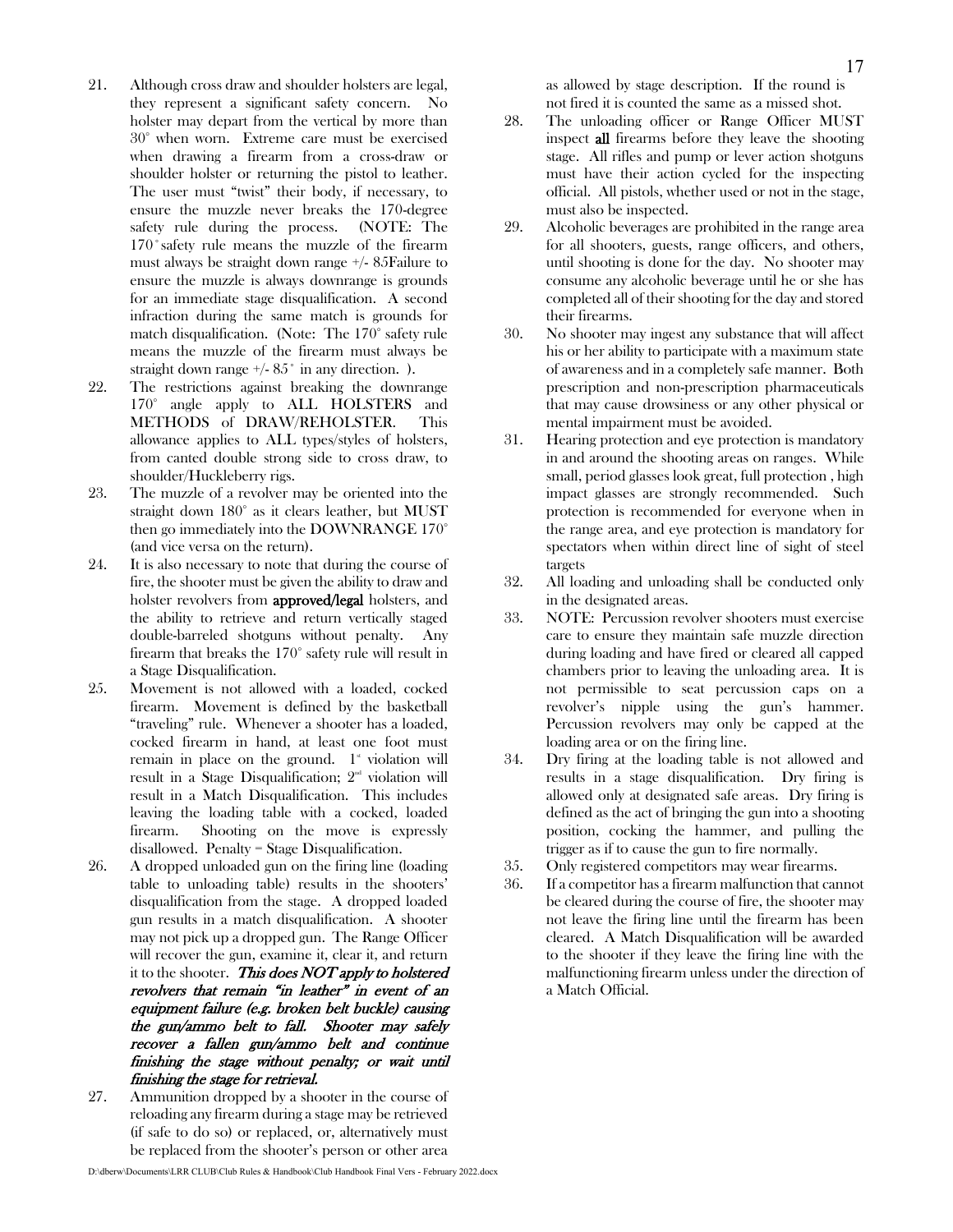21. Although cross draw and shoulder holsters are legal, they represent a significant safety concern. No holster may depart from the vertical by more than 30° when worn. Extreme care must be exercised when drawing a firearm from a cross-draw or shoulder holster or returning the pistol to leather. The user must "twist" their body, if necessary, to ensure the muzzle never breaks the 170-degree safety rule during the process. (NOTE: The 170˚safety rule means the muzzle of the firearm must always be straight down range +/- 85Failure to ensure the muzzle is always downrange is grounds for an immediate stage disqualification. A second infraction during the same match is grounds for match disqualification. (Note: The 170° safety rule means the muzzle of the firearm must always be straight down range +/- 85˚ in any direction. ).
22. The restrictions against breaking the downrange 170° angle apply to ALL HOLSTERS and METHODS of DRAW/REHOLSTER. This allowance applies to ALL types/styles of holsters, from canted double strong side to cross draw, to shoulder/Huckleberry rigs.
23. The muzzle of a revolver may be oriented into the straight down 180° as it clears leather, but MUST then go immediately into the DOWNRANGE 170° (and vice versa on the return).
24. It is also necessary to note that during the course of fire, the shooter must be given the ability to draw and holster revolvers from **approved/legal** holsters, and the ability to retrieve and return vertically staged double-barreled shotguns without penalty. Any firearm that breaks the 170° safety rule will result in a Stage Disqualification.
25. Movement is not allowed with a loaded, cocked firearm. Movement is defined by the basketball "traveling" rule. Whenever a shooter has a loaded, cocked firearm in hand, at least one foot must remain in place on the ground. 1st violation will result in a Stage Disqualification; 2nd violation will result in a Match Disqualification. This includes leaving the loading table with a cocked, loaded firearm. Shooting on the move is expressly disallowed. Penalty = Stage Disqualification.
26. A dropped unloaded gun on the firing line (loading table to unloading table) results in the shooters' disqualification from the stage. A dropped loaded gun results in a match disqualification. A shooter may not pick up a dropped gun. The Range Officer will recover the gun, examine it, clear it, and return it to the shooter. ***This does NOT apply to holstered revolvers that remain "in leather" in event of an equipment failure (e.g. broken belt buckle) causing the gun/ammo belt to fall. Shooter may safely recover a fallen gun/ammo belt and continue finishing the stage without penalty; or wait until finishing the stage for retrieval.***
27. Ammunition dropped by a shooter in the course of reloading any firearm during a stage may be retrieved (if safe to do so) or replaced, or, alternatively must be replaced from the shooter's person or other area as allowed by stage description. If the round is not fired it is counted the same as a missed shot.
28. The unloading officer or Range Officer MUST inspect **all** firearms before they leave the shooting stage. All rifles and pump or lever action shotguns must have their action cycled for the inspecting official. All pistols, whether used or not in the stage, must also be inspected.
29. Alcoholic beverages are prohibited in the range area for all shooters, guests, range officers, and others, until shooting is done for the day. No shooter may consume any alcoholic beverage until he or she has completed all of their shooting for the day and stored their firearms.
30. No shooter may ingest any substance that will affect his or her ability to participate with a maximum state of awareness and in a completely safe manner. Both prescription and non-prescription pharmaceuticals that may cause drowsiness or any other physical or mental impairment must be avoided.
31. Hearing protection and eye protection is mandatory in and around the shooting areas on ranges. While small, period glasses look great, full protection , high impact glasses are strongly recommended. Such protection is recommended for everyone when in the range area, and eye protection is mandatory for spectators when within direct line of sight of steel targets
32. All loading and unloading shall be conducted only in the designated areas.
33. NOTE: Percussion revolver shooters must exercise care to ensure they maintain safe muzzle direction during loading and have fired or cleared all capped chambers prior to leaving the unloading area. It is not permissible to seat percussion caps on a revolver's nipple using the gun's hammer. Percussion revolvers may only be capped at the loading area or on the firing line.
34. Dry firing at the loading table is not allowed and results in a stage disqualification. Dry firing is allowed only at designated safe areas. Dry firing is defined as the act of bringing the gun into a shooting position, cocking the hammer, and pulling the trigger as if to cause the gun to fire normally.
35. Only registered competitors may wear firearms.
36. If a competitor has a firearm malfunction that cannot be cleared during the course of fire, the shooter may not leave the firing line until the firearm has been cleared. A Match Disqualification will be awarded to the shooter if they leave the firing line with the malfunctioning firearm unless under the direction of a Match Official.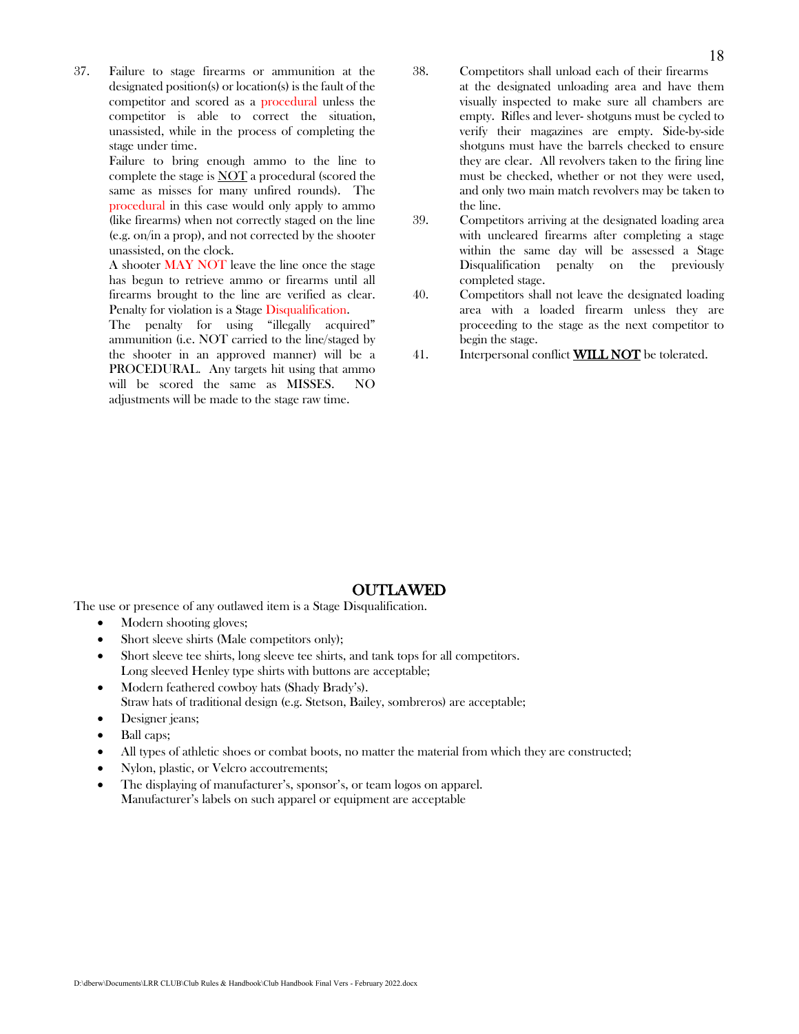37. Failure to stage firearms or ammunition at the designated position(s) or location(s) is the fault of the competitor and scored as a procedural unless the competitor is able to correct the situation, unassisted, while in the process of completing the stage under time.

    Failure to bring enough ammo to the line to complete the stage is <u>NOT</u> a procedural (scored the same as misses for many unfired rounds). The procedural in this case would only apply to ammo (like firearms) when not correctly staged on the line (e.g. on/in a prop), and not corrected by the shooter unassisted, on the clock.

    A shooter MAY NOT leave the line once the stage has begun to retrieve ammo or firearms until all firearms brought to the line are verified as clear. Penalty for violation is a Stage Disqualification.

    The penalty for using "illegally acquired" ammunition (i.e. NOT carried to the line/staged by the shooter in an approved manner) will be a PROCEDURAL. Any targets hit using that ammo will be scored the same as MISSES. NO adjustments will be made to the stage raw time.

38. Competitors shall unload each of their firearms at the designated unloading area and have them visually inspected to make sure all chambers are empty. Rifles and lever- shotguns must be cycled to verify their magazines are empty. Side-by-side shotguns must have the barrels checked to ensure they are clear. All revolvers taken to the firing line must be checked, whether or not they were used, and only two main match revolvers may be taken to the line.

39. Competitors arriving at the designated loading area with uncleared firearms after completing a stage within the same day will be assessed a Stage Disqualification penalty on the previously completed stage.

40. Competitors shall not leave the designated loading area with a loaded firearm unless they are proceeding to the stage as the next competitor to begin the stage.

41. Interpersonal conflict **<u>WILL NOT</u>** be tolerated.

## OUTLAWED

The use or presence of any outlawed item is a Stage Disqualification.

- Modern shooting gloves;
- Short sleeve shirts (Male competitors only);
- Short sleeve tee shirts, long sleeve tee shirts, and tank tops for all competitors. Long sleeved Henley type shirts with buttons are acceptable;
- Modern feathered cowboy hats (Shady Brady's). Straw hats of traditional design (e.g. Stetson, Bailey, sombreros) are acceptable;
- Designer jeans;
- Ball caps;
- All types of athletic shoes or combat boots, no matter the material from which they are constructed;
- Nylon, plastic, or Velcro accoutrements;
- The displaying of manufacturer's, sponsor's, or team logos on apparel. Manufacturer's labels on such apparel or equipment are acceptable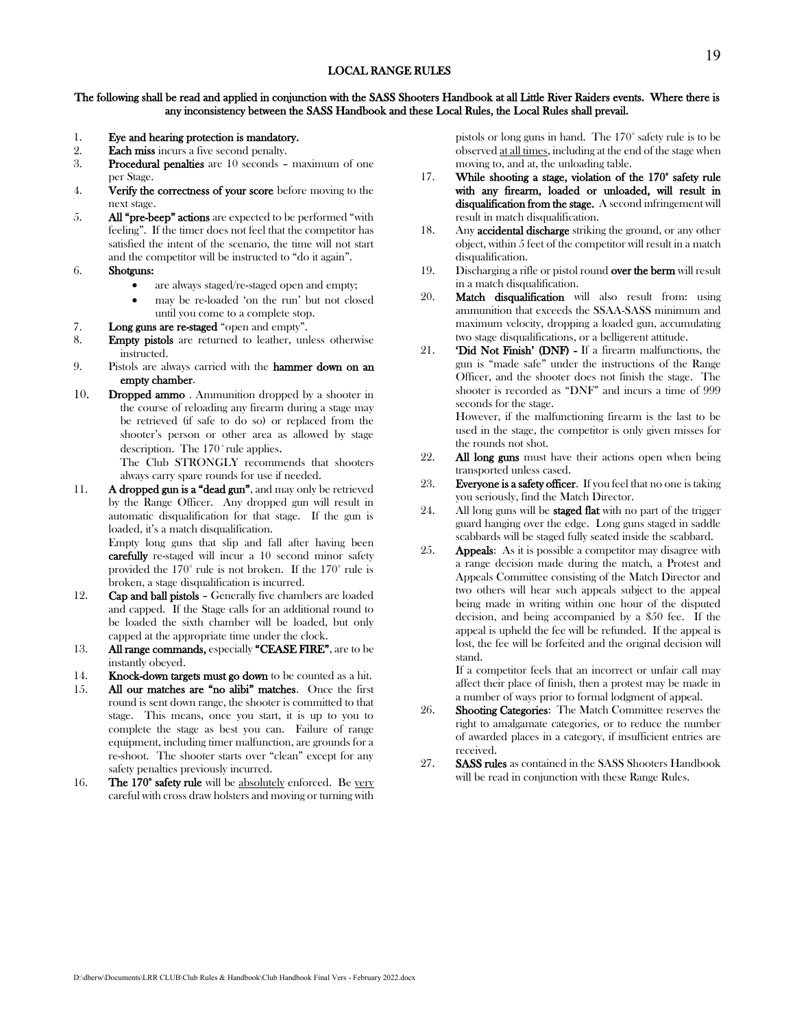## LOCAL RANGE RULES

**The following shall be read and applied in conjunction with the SASS Shooters Handbook at all Little River Raiders events. Where there is any inconsistency between the SASS Handbook and these Local Rules, the Local Rules shall prevail.**

1. **Eye and hearing protection is mandatory.**
2. **Each miss** incurs a five second penalty.
3. **Procedural penalties** are 10 seconds – maximum of one per Stage.
4. **Verify the correctness of your score** before moving to the next stage.
5. **All "pre-beep" actions** are expected to be performed "with feeling". If the timer does not feel that the competitor has satisfied the intent of the scenario, the time will not start and the competitor will be instructed to "do it again".
6. **Shotguns:**
   - are always staged/re-staged open and empty;
   - may be re-loaded 'on the run' but not closed until you come to a complete stop.
7. **Long guns are re-staged** "open and empty".
8. **Empty pistols** are returned to leather, unless otherwise instructed.
9. Pistols are always carried with the **hammer down on an empty chamber**.
10. **Dropped ammo** . Ammunition dropped by a shooter in the course of reloading any firearm during a stage may be retrieved (if safe to do so) or replaced from the shooter's person or other area as allowed by stage description. The 170˚rule applies.

    The Club STRONGLY recommends that shooters always carry spare rounds for use if needed.
11. **A dropped gun is a "dead gun"**, and may only be retrieved by the Range Officer. Any dropped gun will result in automatic disqualification for that stage. If the gun is loaded, it's a match disqualification.

    Empty long guns that slip and fall after having been **carefully** re-staged will incur a 10 second minor safety provided the 170° rule is not broken. If the 170° rule is broken, a stage disqualification is incurred.
12. **Cap and ball pistols** – Generally five chambers are loaded and capped. If the Stage calls for an additional round to be loaded the sixth chamber will be loaded, but only capped at the appropriate time under the clock.
13. **All range commands,** especially **"CEASE FIRE"**, are to be instantly obeyed.
14. **Knock-down targets must go down** to be counted as a hit.
15. **All our matches are "no alibi" matches**. Once the first round is sent down range, the shooter is committed to that stage. This means, once you start, it is up to you to complete the stage as best you can. Failure of range equipment, including timer malfunction, are grounds for a re-shoot. The shooter starts over "clean" except for any safety penalties previously incurred.
16. **The 170° safety rule** will be <u>absolutely</u> enforced. Be <u>very</u> careful with cross draw holsters and moving or turning with pistols or long guns in hand. The 170° safety rule is to be observed <u>at all times</u>, including at the end of the stage when moving to, and at, the unloading table.
17. **While shooting a stage, violation of the 170° safety rule with any firearm, loaded or unloaded, will result in disqualification from the stage.** A second infringement will result in match disqualification.
18. Any **accidental discharge** striking the ground, or any other object, within 5 feet of the competitor will result in a match disqualification.
19. Discharging a rifle or pistol round **over the berm** will result in a match disqualification.
20. **Match disqualification** will also result from: using ammunition that exceeds the SSAA-SASS minimum and maximum velocity, dropping a loaded gun, accumulating two stage disqualifications, or a belligerent attitude.
21. **'Did Not Finish' (DNF) -** If a firearm malfunctions, the gun is "made safe" under the instructions of the Range Officer, and the shooter does not finish the stage. The shooter is recorded as "DNF" and incurs a time of 999 seconds for the stage.

    However, if the malfunctioning firearm is the last to be used in the stage, the competitor is only given misses for the rounds not shot.
22. **All long guns** must have their actions open when being transported unless cased.
23. **Everyone is a safety officer**. If you feel that no one is taking you seriously, find the Match Director.
24. All long guns will be **staged flat** with no part of the trigger guard hanging over the edge. Long guns staged in saddle scabbards will be staged fully seated inside the scabbard.
25. **Appeals**: As it is possible a competitor may disagree with a range decision made during the match, a Protest and Appeals Committee consisting of the Match Director and two others will hear such appeals subject to the appeal being made in writing within one hour of the disputed decision, and being accompanied by a $50 fee. If the appeal is upheld the fee will be refunded. If the appeal is lost, the fee will be forfeited and the original decision will stand.

    If a competitor feels that an incorrect or unfair call may affect their place of finish, then a protest may be made in a number of ways prior to formal lodgment of appeal.
26. **Shooting Categories**: The Match Committee reserves the right to amalgamate categories, or to reduce the number of awarded places in a category, if insufficient entries are received.
27. **SASS rules** as contained in the SASS Shooters Handbook will be read in conjunction with these Range Rules.

D:\dberw\Documents\LRR CLUB\Club Rules & Handbook\Club Handbook Final Vers - February 2022.docx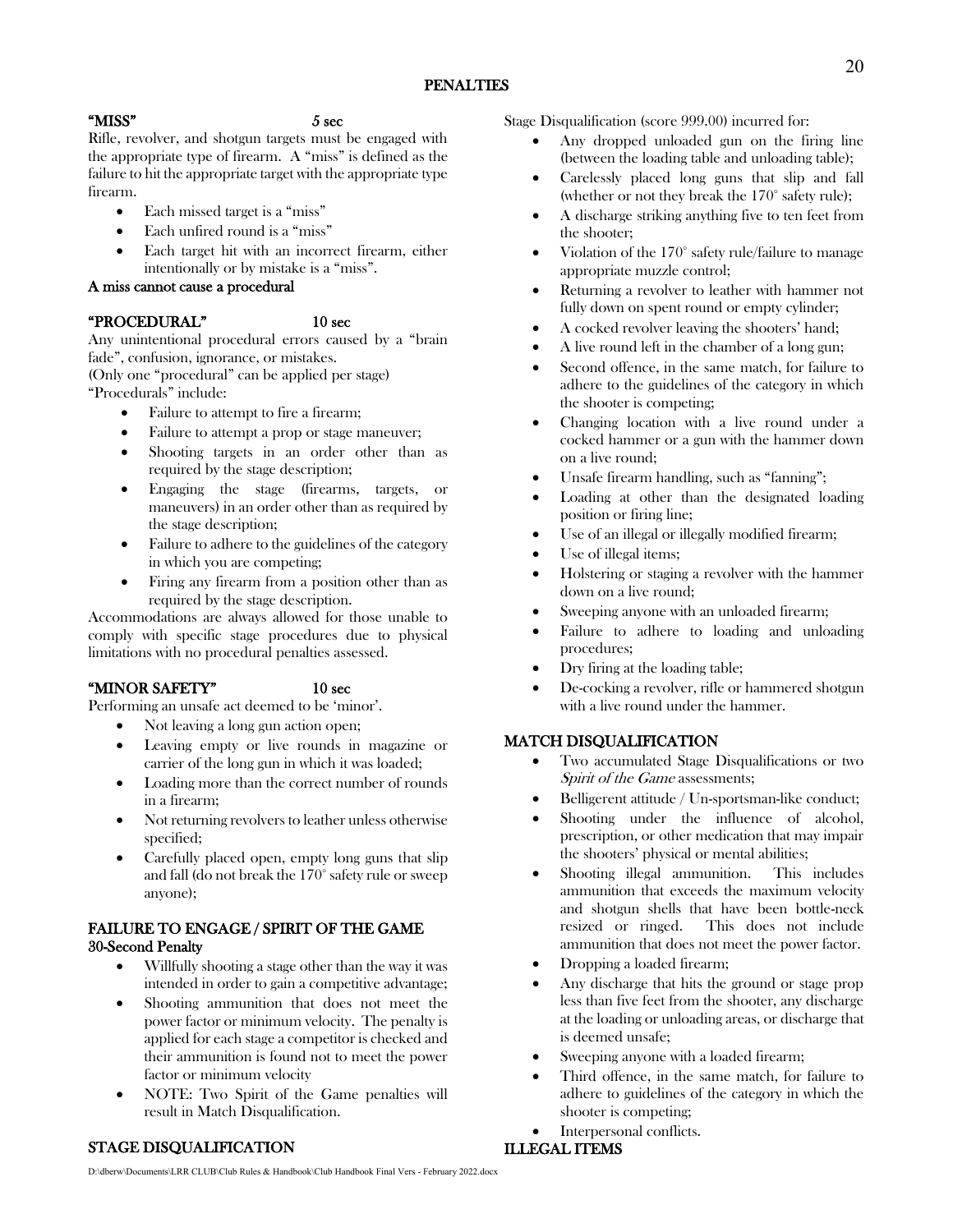## PENALTIES

### "MISS" 5 sec

Rifle, revolver, and shotgun targets must be engaged with the appropriate type of firearm. A "miss" is defined as the failure to hit the appropriate target with the appropriate type firearm.

- Each missed target is a "miss"
- Each unfired round is a "miss"
- Each target hit with an incorrect firearm, either intentionally or by mistake is a "miss".

**A miss cannot cause a procedural**

### "PROCEDURAL" 10 sec

Any unintentional procedural errors caused by a "brain fade", confusion, ignorance, or mistakes.
(Only one "procedural" can be applied per stage)
"Procedurals" include:

- Failure to attempt to fire a firearm;
- Failure to attempt a prop or stage maneuver;
- Shooting targets in an order other than as required by the stage description;
- Engaging the stage (firearms, targets, or maneuvers) in an order other than as required by the stage description;
- Failure to adhere to the guidelines of the category in which you are competing;
- Firing any firearm from a position other than as required by the stage description.

Accommodations are always allowed for those unable to comply with specific stage procedures due to physical limitations with no procedural penalties assessed.

### "MINOR SAFETY" 10 sec

Performing an unsafe act deemed to be 'minor'.

- Not leaving a long gun action open;
- Leaving empty or live rounds in magazine or carrier of the long gun in which it was loaded;
- Loading more than the correct number of rounds in a firearm;
- Not returning revolvers to leather unless otherwise specified;
- Carefully placed open, empty long guns that slip and fall (do not break the 170° safety rule or sweep anyone);

### FAILURE TO ENGAGE / SPIRIT OF THE GAME
**30-Second Penalty**

- Willfully shooting a stage other than the way it was intended in order to gain a competitive advantage;
- Shooting ammunition that does not meet the power factor or minimum velocity. The penalty is applied for each stage a competitor is checked and their ammunition is found not to meet the power factor or minimum velocity
- NOTE: Two Spirit of the Game penalties will result in Match Disqualification.

### STAGE DISQUALIFICATION

Stage Disqualification (score 999.00) incurred for:

- Any dropped unloaded gun on the firing line (between the loading table and unloading table);
- Carelessly placed long guns that slip and fall (whether or not they break the 170° safety rule);
- A discharge striking anything five to ten feet from the shooter;
- Violation of the 170° safety rule/failure to manage appropriate muzzle control;
- Returning a revolver to leather with hammer not fully down on spent round or empty cylinder;
- A cocked revolver leaving the shooters' hand;
- A live round left in the chamber of a long gun;
- Second offence, in the same match, for failure to adhere to the guidelines of the category in which the shooter is competing;
- Changing location with a live round under a cocked hammer or a gun with the hammer down on a live round;
- Unsafe firearm handling, such as "fanning";
- Loading at other than the designated loading position or firing line;
- Use of an illegal or illegally modified firearm;
- Use of illegal items;
- Holstering or staging a revolver with the hammer down on a live round;
- Sweeping anyone with an unloaded firearm;
- Failure to adhere to loading and unloading procedures;
- Dry firing at the loading table;
- De-cocking a revolver, rifle or hammered shotgun with a live round under the hammer.

### MATCH DISQUALIFICATION

- Two accumulated Stage Disqualifications or two *Spirit of the Game* assessments;
- Belligerent attitude / Un-sportsman-like conduct;
- Shooting under the influence of alcohol, prescription, or other medication that may impair the shooters' physical or mental abilities;
- Shooting illegal ammunition. This includes ammunition that exceeds the maximum velocity and shotgun shells that have been bottle-neck resized or ringed. This does not include ammunition that does not meet the power factor.
- Dropping a loaded firearm;
- Any discharge that hits the ground or stage prop less than five feet from the shooter, any discharge at the loading or unloading areas, or discharge that is deemed unsafe;
- Sweeping anyone with a loaded firearm;
- Third offence, in the same match, for failure to adhere to guidelines of the category in which the shooter is competing;
- Interpersonal conflicts.

### ILLEGAL ITEMS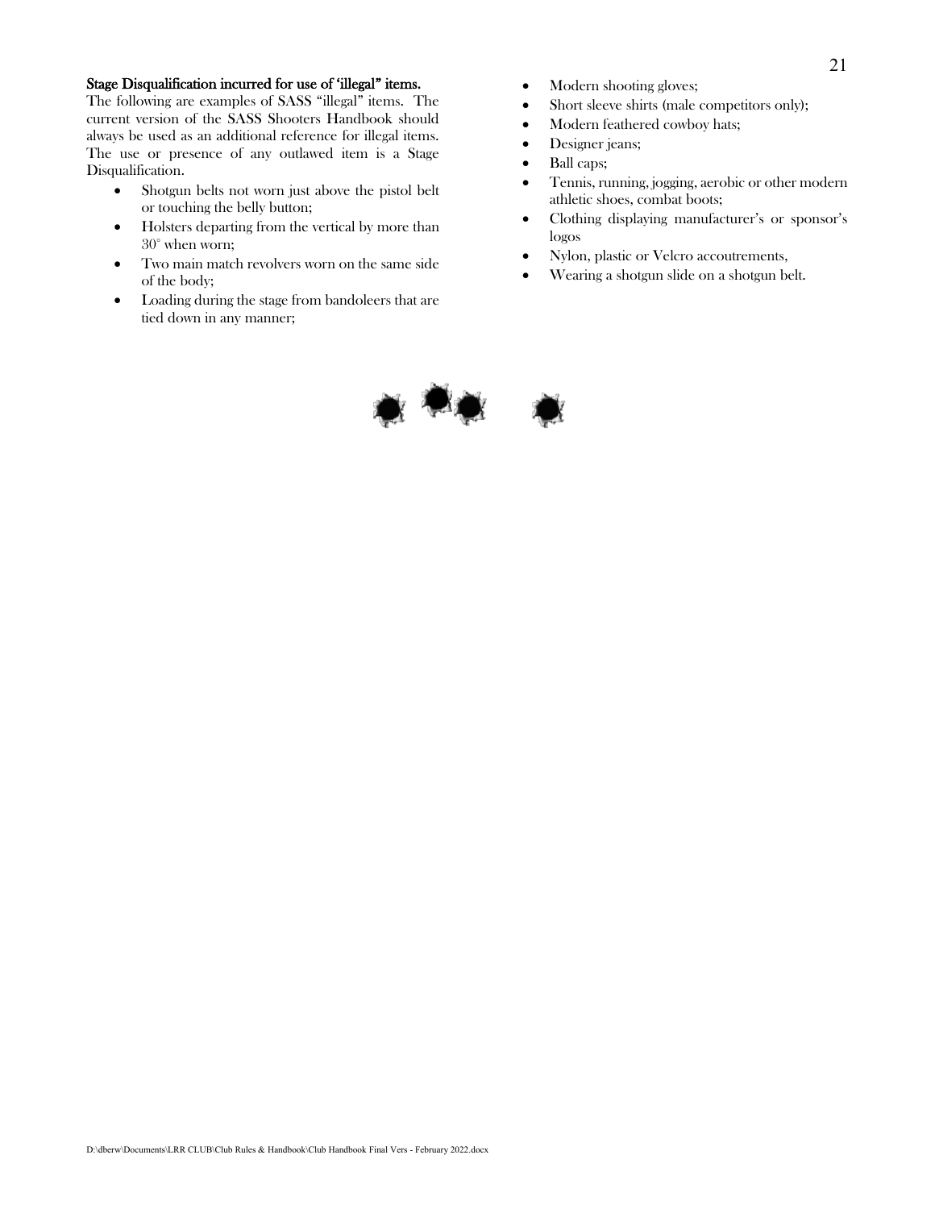**Stage Disqualification incurred for use of 'illegal" items.**

The following are examples of SASS "illegal" items. The current version of the SASS Shooters Handbook should always be used as an additional reference for illegal items. The use or presence of any outlawed item is a Stage Disqualification.

- Shotgun belts not worn just above the pistol belt or touching the belly button;
- Holsters departing from the vertical by more than 30° when worn;
- Two main match revolvers worn on the same side of the body;
- Loading during the stage from bandoleers that are tied down in any manner;
- Modern shooting gloves;
- Short sleeve shirts (male competitors only);
- Modern feathered cowboy hats;
- Designer jeans;
- Ball caps;
- Tennis, running, jogging, aerobic or other modern athletic shoes, combat boots;
- Clothing displaying manufacturer's or sponsor's logos
- Nylon, plastic or Velcro accoutrements,
- Wearing a shotgun slide on a shotgun belt.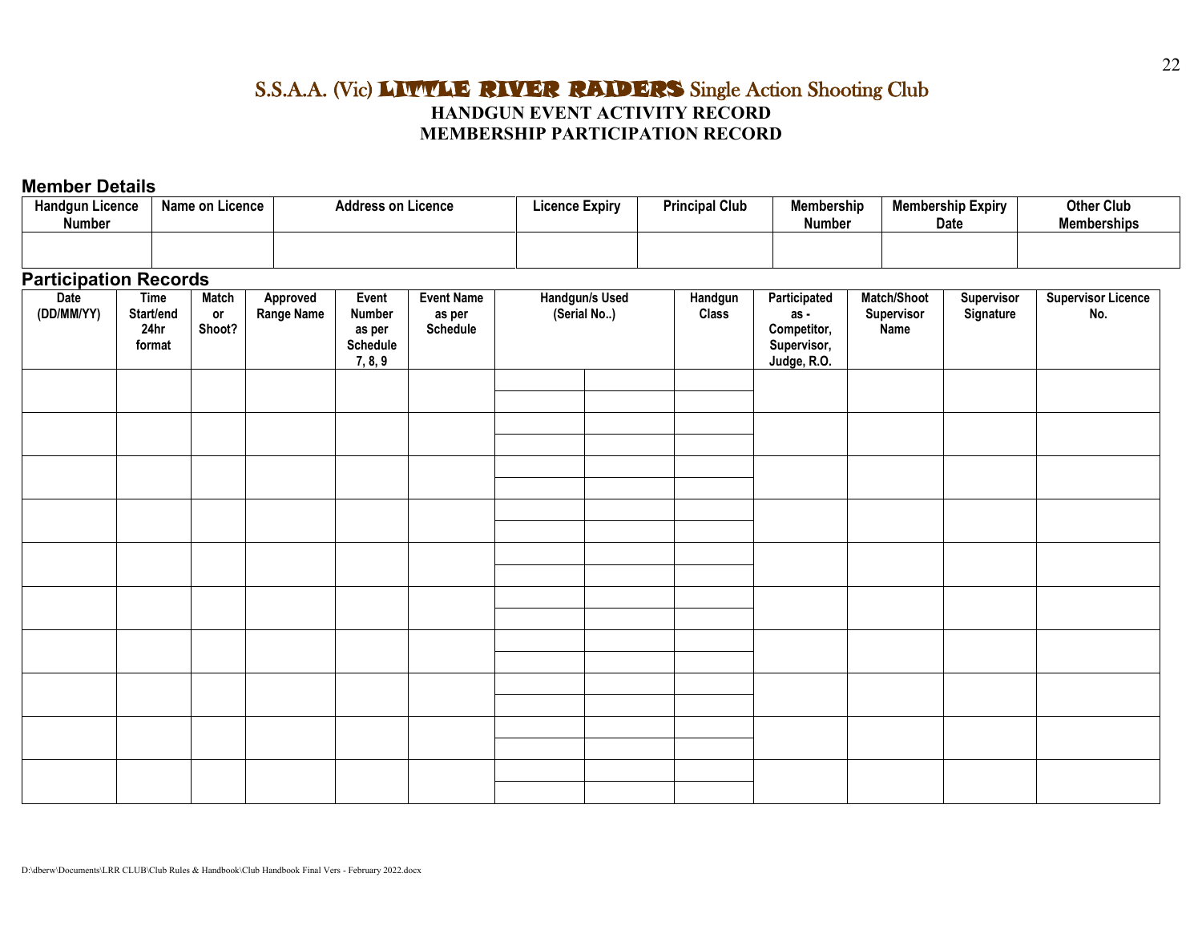# S.S.A.A. (Vic) LITTLE RIVER RAIDERS Single Action Shooting Club

## HANDGUN EVENT ACTIVITY RECORD
## MEMBERSHIP PARTICIPATION RECORD

### Member Details

| Handgun Licence Number | Name on Licence | Address on Licence | Licence Expiry | Principal Club | Membership Number | Membership Expiry Date | Other Club Memberships |
|---|---|---|---|---|---|---|---|
| | | | | | | | |

### Participation Records

| Date (DD/MM/YY) | Time Start/end 24hr format | Match or Shoot? | Approved Range Name | Event Number as per Schedule 7, 8, 9 | Event Name as per Schedule | Handgun/s Used (Serial No..) | | Handgun Class | Participated as - Competitor, Supervisor, Judge, R.O. | Match/Shoot Supervisor Name | Supervisor Signature | Supervisor Licence No. |
|---|---|---|---|---|---|---|---|---|---|---|---|---|
| | | | | | | | | | | | | |
| | | | | | | | | | | | | |
| | | | | | | | | | | | | |
| | | | | | | | | | | | | |
| | | | | | | | | | | | | |
| | | | | | | | | | | | | |
| | | | | | | | | | | | | |
| | | | | | | | | | | | | |
| | | | | | | | | | | | | |
| | | | | | | | | | | | | |
| | | | | | | | | | | | | |
| | | | | | | | | | | | | |
| | | | | | | | | | | | | |
| | | | | | | | | | | | | |
| | | | | | | | | | | | | |
| | | | | | | | | | | | | |
| | | | | | | | | | | | | |
| | | | | | | | | | | | | |
| | | | | | | | | | | | | |
| | | | | | | | | | | | | |

D:\dberw\Documents\LRR CLUB\Club Rules & Handbook\Club Handbook Final Vers - February 2022.docx